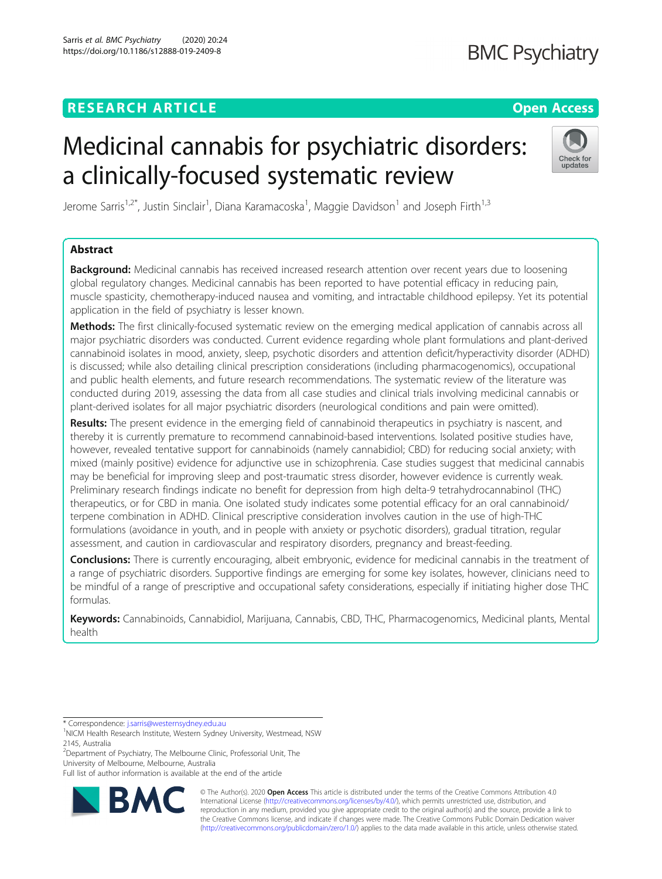RESEARCH ARTICLE

Open Access

# Medicinal cannabis for psychiatric disorders: a clinically-focused systematic review

Jerome Sarris[1,2*], Justin Sinclair[1], Diana Karamacoska[1], Maggie Davidson[1] and Joseph Firth[1,3]

## Abstract

**Background:** Medicinal cannabis has received increased research attention over recent years due to loosening global regulatory changes. Medicinal cannabis has been reported to have potential efficacy in reducing pain, muscle spasticity, chemotherapy-induced nausea and vomiting, and intractable childhood epilepsy. Yet its potential application in the field of psychiatry is lesser known.

**Methods:** The first clinically-focused systematic review on the emerging medical application of cannabis across all major psychiatric disorders was conducted. Current evidence regarding whole plant formulations and plant-derived cannabinoid isolates in mood, anxiety, sleep, psychotic disorders and attention deficit/hyperactivity disorder (ADHD) is discussed; while also detailing clinical prescription considerations (including pharmacogenomics), occupational and public health elements, and future research recommendations. The systematic review of the literature was conducted during 2019, assessing the data from all case studies and clinical trials involving medicinal cannabis or plant-derived isolates for all major psychiatric disorders (neurological conditions and pain were omitted).

**Results:** The present evidence in the emerging field of cannabinoid therapeutics in psychiatry is nascent, and thereby it is currently premature to recommend cannabinoid-based interventions. Isolated positive studies have, however, revealed tentative support for cannabinoids (namely cannabidiol; CBD) for reducing social anxiety; with mixed (mainly positive) evidence for adjunctive use in schizophrenia. Case studies suggest that medicinal cannabis may be beneficial for improving sleep and post-traumatic stress disorder, however evidence is currently weak. Preliminary research findings indicate no benefit for depression from high delta-9 tetrahydrocannabinol (THC) therapeutics, or for CBD in mania. One isolated study indicates some potential efficacy for an oral cannabinoid/terpene combination in ADHD. Clinical prescriptive consideration involves caution in the use of high-THC formulations (avoidance in youth, and in people with anxiety or psychotic disorders), gradual titration, regular assessment, and caution in cardiovascular and respiratory disorders, pregnancy and breast-feeding.

**Conclusions:** There is currently encouraging, albeit embryonic, evidence for medicinal cannabis in the treatment of a range of psychiatric disorders. Supportive findings are emerging for some key isolates, however, clinicians need to be mindful of a range of prescriptive and occupational safety considerations, especially if initiating higher dose THC formulas.

**Keywords:** Cannabinoids, Cannabidiol, Marijuana, Cannabis, CBD, THC, Pharmacogenomics, Medicinal plants, Mental health

\* Correspondence: j.sarris@westernsydney.edu.au
[1]NICM Health Research Institute, Western Sydney University, Westmead, NSW 2145, Australia
[2]Department of Psychiatry, The Melbourne Clinic, Professorial Unit, The University of Melbourne, Melbourne, Australia
Full list of author information is available at the end of the article

© The Author(s). 2020 **Open Access** This article is distributed under the terms of the Creative Commons Attribution 4.0 International License (http://creativecommons.org/licenses/by/4.0/), which permits unrestricted use, distribution, and reproduction in any medium, provided you give appropriate credit to the original author(s) and the source, provide a link to the Creative Commons license, and indicate if changes were made. The Creative Commons Public Domain Dedication waiver (http://creativecommons.org/publicdomain/zero/1.0/) applies to the data made available in this article, unless otherwise stated.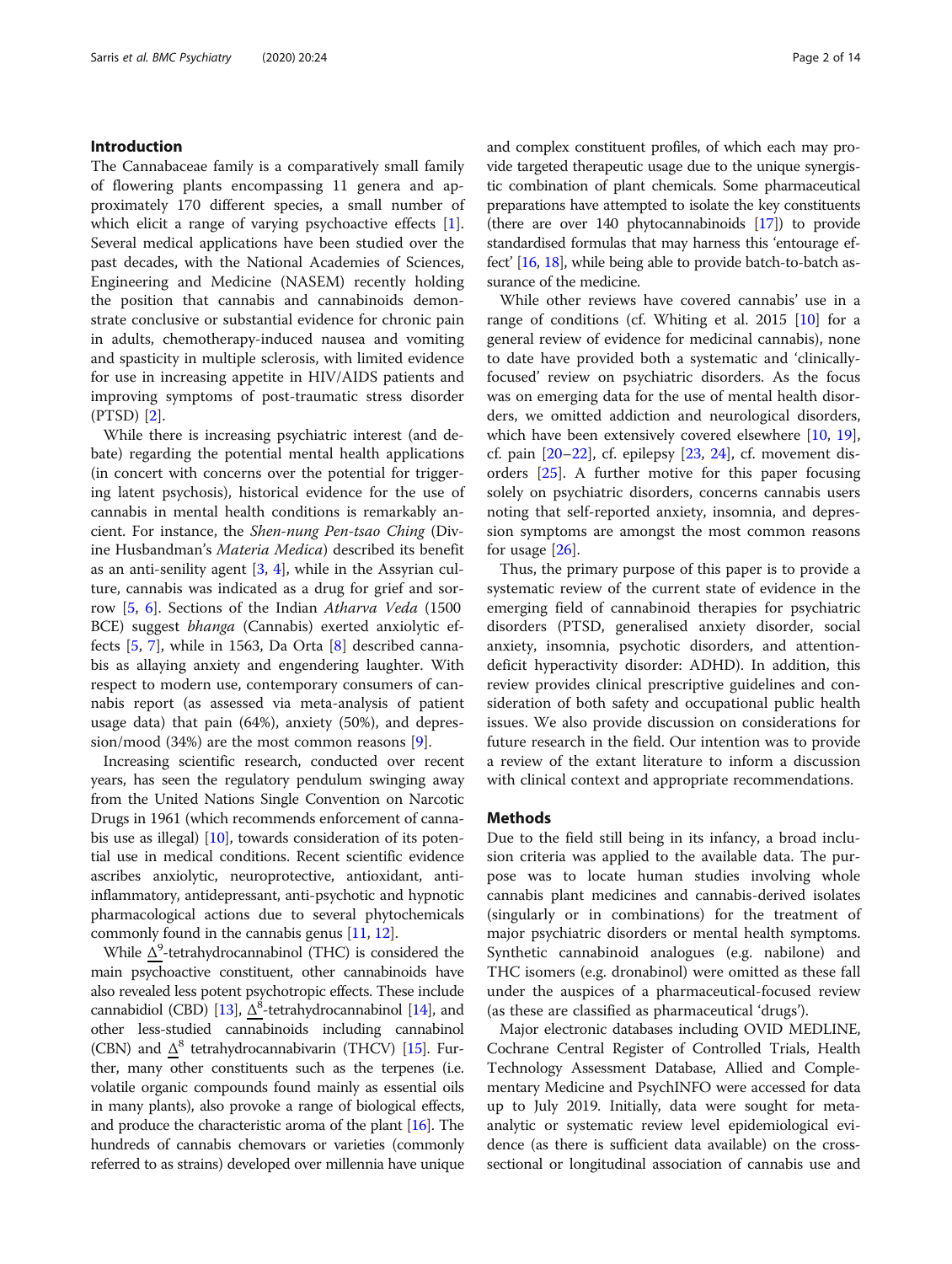## Introduction

The Cannabaceae family is a comparatively small family of flowering plants encompassing 11 genera and approximately 170 different species, a small number of which elicit a range of varying psychoactive effects [1]. Several medical applications have been studied over the past decades, with the National Academies of Sciences, Engineering and Medicine (NASEM) recently holding the position that cannabis and cannabinoids demonstrate conclusive or substantial evidence for chronic pain in adults, chemotherapy-induced nausea and vomiting and spasticity in multiple sclerosis, with limited evidence for use in increasing appetite in HIV/AIDS patients and improving symptoms of post-traumatic stress disorder (PTSD) [2].

While there is increasing psychiatric interest (and debate) regarding the potential mental health applications (in concert with concerns over the potential for triggering latent psychosis), historical evidence for the use of cannabis in mental health conditions is remarkably ancient. For instance, the *Shen-nung Pen-tsao Ching* (Divine Husbandman's *Materia Medica*) described its benefit as an anti-senility agent [3, 4], while in the Assyrian culture, cannabis was indicated as a drug for grief and sorrow [5, 6]. Sections of the Indian *Atharva Veda* (1500 BCE) suggest *bhanga* (Cannabis) exerted anxiolytic effects [5, 7], while in 1563, Da Orta [8] described cannabis as allaying anxiety and engendering laughter. With respect to modern use, contemporary consumers of cannabis report (as assessed via meta-analysis of patient usage data) that pain (64%), anxiety (50%), and depression/mood (34%) are the most common reasons [9].

Increasing scientific research, conducted over recent years, has seen the regulatory pendulum swinging away from the United Nations Single Convention on Narcotic Drugs in 1961 (which recommends enforcement of cannabis use as illegal) [10], towards consideration of its potential use in medical conditions. Recent scientific evidence ascribes anxiolytic, neuroprotective, antioxidant, anti-inflammatory, antidepressant, anti-psychotic and hypnotic pharmacological actions due to several phytochemicals commonly found in the cannabis genus [11, 12].

While $\Delta^9$-tetrahydrocannabinol (THC) is considered the main psychoactive constituent, other cannabinoids have also revealed less potent psychotropic effects. These include cannabidiol (CBD) [13], $\Delta^8$-tetrahydrocannabinol [14], and other less-studied cannabinoids including cannabinol (CBN) and $\Delta^8$ tetrahydrocannabivarin (THCV) [15]. Further, many other constituents such as the terpenes (i.e. volatile organic compounds found mainly as essential oils in many plants), also provoke a range of biological effects, and produce the characteristic aroma of the plant [16]. The hundreds of cannabis chemovars or varieties (commonly referred to as strains) developed over millennia have unique and complex constituent profiles, of which each may provide targeted therapeutic usage due to the unique synergistic combination of plant chemicals. Some pharmaceutical preparations have attempted to isolate the key constituents (there are over 140 phytocannabinoids [17]) to provide standardised formulas that may harness this 'entourage effect' [16, 18], while being able to provide batch-to-batch assurance of the medicine.

While other reviews have covered cannabis' use in a range of conditions (cf. Whiting et al. 2015 [10] for a general review of evidence for medicinal cannabis), none to date have provided both a systematic and 'clinically-focused' review on psychiatric disorders. As the focus was on emerging data for the use of mental health disorders, we omitted addiction and neurological disorders, which have been extensively covered elsewhere [10, 19], cf. pain [20–22], cf. epilepsy [23, 24], cf. movement disorders [25]. A further motive for this paper focusing solely on psychiatric disorders, concerns cannabis users noting that self-reported anxiety, insomnia, and depression symptoms are amongst the most common reasons for usage [26].

Thus, the primary purpose of this paper is to provide a systematic review of the current state of evidence in the emerging field of cannabinoid therapies for psychiatric disorders (PTSD, generalised anxiety disorder, social anxiety, insomnia, psychotic disorders, and attention-deficit hyperactivity disorder: ADHD). In addition, this review provides clinical prescriptive guidelines and consideration of both safety and occupational public health issues. We also provide discussion on considerations for future research in the field. Our intention was to provide a review of the extant literature to inform a discussion with clinical context and appropriate recommendations.

## Methods

Due to the field still being in its infancy, a broad inclusion criteria was applied to the available data. The purpose was to locate human studies involving whole cannabis plant medicines and cannabis-derived isolates (singularly or in combinations) for the treatment of major psychiatric disorders or mental health symptoms. Synthetic cannabinoid analogues (e.g. nabilone) and THC isomers (e.g. dronabinol) were omitted as these fall under the auspices of a pharmaceutical-focused review (as these are classified as pharmaceutical 'drugs').

Major electronic databases including OVID MEDLINE, Cochrane Central Register of Controlled Trials, Health Technology Assessment Database, Allied and Complementary Medicine and PsychINFO were accessed for data up to July 2019. Initially, data were sought for meta-analytic or systematic review level epidemiological evidence (as there is sufficient data available) on the cross-sectional or longitudinal association of cannabis use and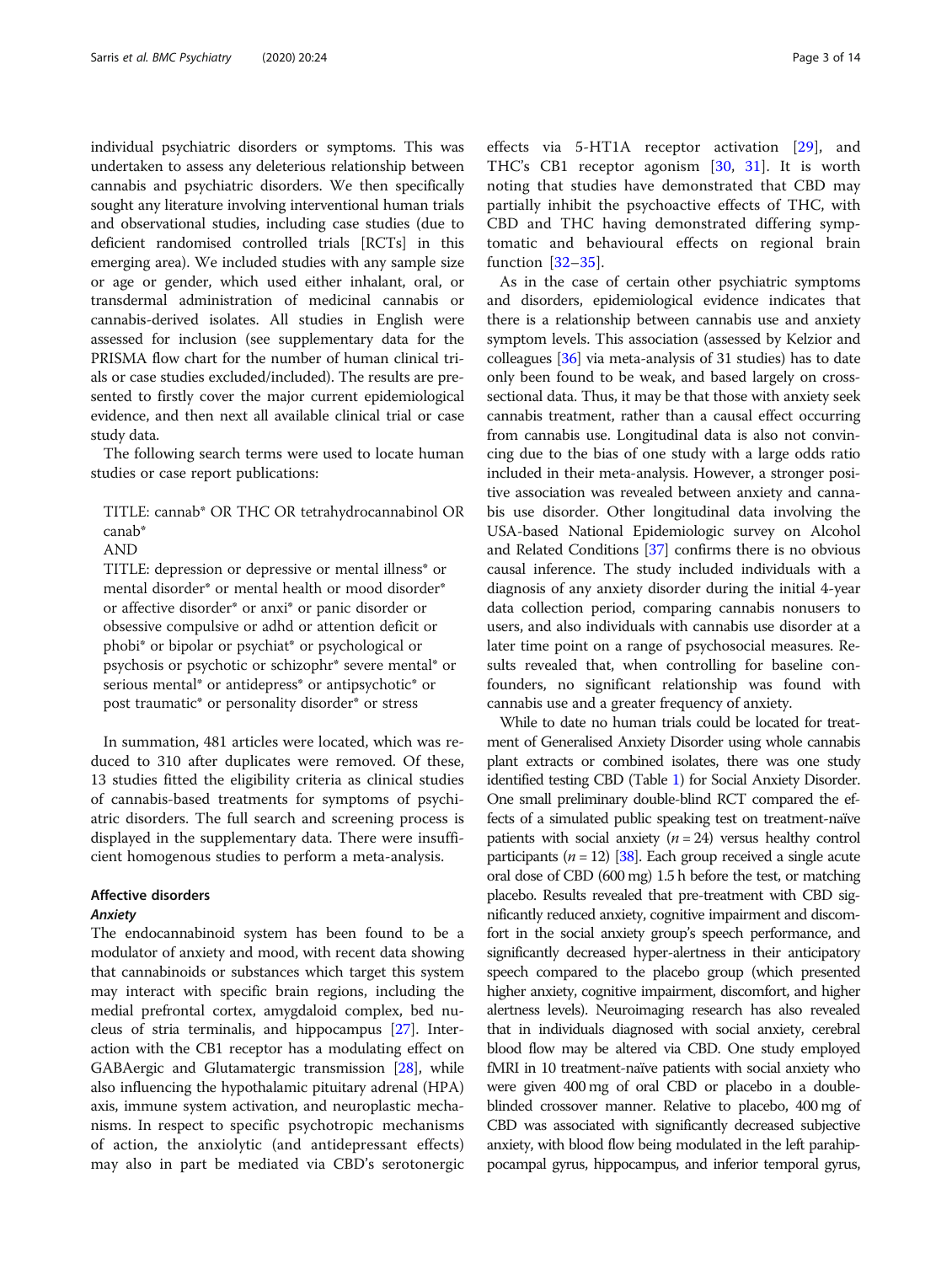individual psychiatric disorders or symptoms. This was undertaken to assess any deleterious relationship between cannabis and psychiatric disorders. We then specifically sought any literature involving interventional human trials and observational studies, including case studies (due to deficient randomised controlled trials [RCTs] in this emerging area). We included studies with any sample size or age or gender, which used either inhalant, oral, or transdermal administration of medicinal cannabis or cannabis-derived isolates. All studies in English were assessed for inclusion (see supplementary data for the PRISMA flow chart for the number of human clinical trials or case studies excluded/included). The results are presented to firstly cover the major current epidemiological evidence, and then next all available clinical trial or case study data.

The following search terms were used to locate human studies or case report publications:

> TITLE: cannab* OR THC OR tetrahydrocannabinol OR canab*
> AND
> TITLE: depression or depressive or mental illness* or mental disorder* or mental health or mood disorder* or affective disorder* or anxi* or panic disorder or obsessive compulsive or adhd or attention deficit or phobi* or bipolar or psychiat* or psychological or psychosis or psychotic or schizophr* severe mental* or serious mental* or antidepress* or antipsychotic* or post traumatic* or personality disorder* or stress

In summation, 481 articles were located, which was reduced to 310 after duplicates were removed. Of these, 13 studies fitted the eligibility criteria as clinical studies of cannabis-based treatments for symptoms of psychiatric disorders. The full search and screening process is displayed in the supplementary data. There were insufficient homogenous studies to perform a meta-analysis.

## Affective disorders

### *Anxiety*

The endocannabinoid system has been found to be a modulator of anxiety and mood, with recent data showing that cannabinoids or substances which target this system may interact with specific brain regions, including the medial prefrontal cortex, amygdaloid complex, bed nucleus of stria terminalis, and hippocampus [27]. Interaction with the CB1 receptor has a modulating effect on GABAergic and Glutamatergic transmission [28], while also influencing the hypothalamic pituitary adrenal (HPA) axis, immune system activation, and neuroplastic mechanisms. In respect to specific psychotropic mechanisms of action, the anxiolytic (and antidepressant effects) may also in part be mediated via CBD's serotonergic effects via 5-HT1A receptor activation [29], and THC's CB1 receptor agonism [30, 31]. It is worth noting that studies have demonstrated that CBD may partially inhibit the psychoactive effects of THC, with CBD and THC having demonstrated differing symptomatic and behavioural effects on regional brain function [32–35].

As in the case of certain other psychiatric symptoms and disorders, epidemiological evidence indicates that there is a relationship between cannabis use and anxiety symptom levels. This association (assessed by Kelzior and colleagues [36] via meta-analysis of 31 studies) has to date only been found to be weak, and based largely on cross-sectional data. Thus, it may be that those with anxiety seek cannabis treatment, rather than a causal effect occurring from cannabis use. Longitudinal data is also not convincing due to the bias of one study with a large odds ratio included in their meta-analysis. However, a stronger positive association was revealed between anxiety and cannabis use disorder. Other longitudinal data involving the USA-based National Epidemiologic survey on Alcohol and Related Conditions [37] confirms there is no obvious causal inference. The study included individuals with a diagnosis of any anxiety disorder during the initial 4-year data collection period, comparing cannabis nonusers to users, and also individuals with cannabis use disorder at a later time point on a range of psychosocial measures. Results revealed that, when controlling for baseline confounders, no significant relationship was found with cannabis use and a greater frequency of anxiety.

While to date no human trials could be located for treatment of Generalised Anxiety Disorder using whole cannabis plant extracts or combined isolates, there was one study identified testing CBD (Table 1) for Social Anxiety Disorder. One small preliminary double-blind RCT compared the effects of a simulated public speaking test on treatment-naïve patients with social anxiety ($n = 24$) versus healthy control participants ($n = 12$) [38]. Each group received a single acute oral dose of CBD (600 mg) 1.5 h before the test, or matching placebo. Results revealed that pre-treatment with CBD significantly reduced anxiety, cognitive impairment and discomfort in the social anxiety group's speech performance, and significantly decreased hyper-alertness in their anticipatory speech compared to the placebo group (which presented higher anxiety, cognitive impairment, discomfort, and higher alertness levels). Neuroimaging research has also revealed that in individuals diagnosed with social anxiety, cerebral blood flow may be altered via CBD. One study employed fMRI in 10 treatment-naïve patients with social anxiety who were given 400 mg of oral CBD or placebo in a double-blinded crossover manner. Relative to placebo, 400 mg of CBD was associated with significantly decreased subjective anxiety, with blood flow being modulated in the left parahippocampal gyrus, hippocampus, and inferior temporal gyrus,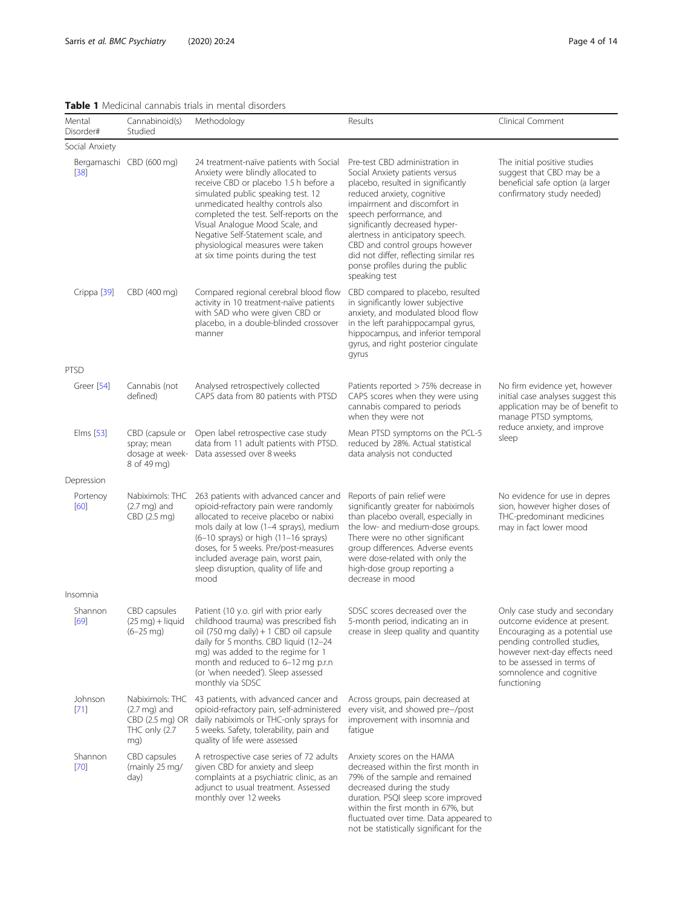**Table 1** Medicinal cannabis trials in mental disorders

| Mental Disorder# | Cannabinoid(s) Studied | Methodology | Results | Clinical Comment |
|---|---|---|---|---|
| Social Anxiety | | | | |
| Bergamaschi [38] | CBD (600 mg) | 24 treatment-naïve patients with Social Anxiety were blindly allocated to receive CBD or placebo 1.5 h before a simulated public speaking test. 12 unmedicated healthy controls also completed the test. Self-reports on the Visual Analogue Mood Scale, and Negative Self-Statement scale, and physiological measures were taken at six time points during the test | Pre-test CBD administration in Social Anxiety patients versus placebo, resulted in significantly reduced anxiety, cognitive impairment and discomfort in speech performance, and significantly decreased hyper-alertness in anticipatory speech. CBD and control groups however did not differ, reflecting similar response profiles during the public speaking test | The initial positive studies suggest that CBD may be a beneficial safe option (a larger confirmatory study needed) |
| Crippa [39] | CBD (400 mg) | Compared regional cerebral blood flow activity in 10 treatment-naïve patients with SAD who were given CBD or placebo, in a double-blinded crossover manner | CBD compared to placebo, resulted in significantly lower subjective anxiety, and modulated blood flow in the left parahippocampal gyrus, hippocampus, and inferior temporal gyrus, and right posterior cingulate gyrus | |
| PTSD | | | | |
| Greer [54] | Cannabis (not defined) | Analysed retrospectively collected CAPS data from 80 patients with PTSD | Patients reported > 75% decrease in CAPS scores when they were using cannabis compared to periods when they were not | No firm evidence yet, however initial case analyses suggest this application may be of benefit to manage PTSD symptoms, reduce anxiety, and improve sleep |
| Elms [53] | CBD (capsule or spray; mean dosage at week-8 of 49 mg) | Open label retrospective case study data from 11 adult patients with PTSD. Data assessed over 8 weeks | Mean PTSD symptoms on the PCL-5 reduced by 28%. Actual statistical data analysis not conducted | |
| Depression | | | | |
| Portenoy [60] | Nabiximols: THC (2.7 mg) and CBD (2.5 mg) | 263 patients with advanced cancer and opioid-refractory pain were randomly allocated to receive placebo or nabiximols daily at low (1–4 sprays), medium (6–10 sprays) or high (11–16 sprays) doses, for 5 weeks. Pre/post-measures included average pain, worst pain, sleep disruption, quality of life and mood | Reports of pain relief were significantly greater for nabiximols than placebo overall, especially in the low- and medium-dose groups. There were no other significant group differences. Adverse events were dose-related with only the high-dose group reporting a decrease in mood | No evidence for use in depression, however higher doses of THC-predominant medicines may in fact lower mood |
| Insomnia | | | | |
| Shannon [69] | CBD capsules (25 mg) + liquid (6–25 mg) | Patient (10 y.o. girl with prior early childhood trauma) was prescribed fish oil (750 mg daily) + 1 CBD oil capsule daily for 5 months. CBD liquid (12–24 mg) was added to the regime for 1 month and reduced to 6–12 mg p.r.n (or 'when needed'). Sleep assessed monthly via SDSC | SDSC scores decreased over the 5-month period, indicating an increase in sleep quality and quantity | Only case study and secondary outcome evidence at present. Encouraging as a potential use pending controlled studies, however next-day effects need to be assessed in terms of somnolence and cognitive functioning |
| Johnson [71] | Nabiximols: THC (2.7 mg) and CBD (2.5 mg) OR THC only (2.7 mg) | 43 patients, with advanced cancer and opioid-refractory pain, self-administered daily nabiximols or THC-only sprays for 5 weeks. Safety, tolerability, pain and quality of life were assessed | Across groups, pain decreased at every visit, and showed pre−/post improvement with insomnia and fatigue | |
| Shannon [70] | CBD capsules (mainly 25 mg/day) | A retrospective case series of 72 adults given CBD for anxiety and sleep complaints at a psychiatric clinic, as an adjunct to usual treatment. Assessed monthly over 12 weeks | Anxiety scores on the HAMA decreased within the first month in 79% of the sample and remained decreased during the study duration. PSQI sleep score improved within the first month in 67%, but fluctuated over time. Data appeared to not be statistically significant for the | |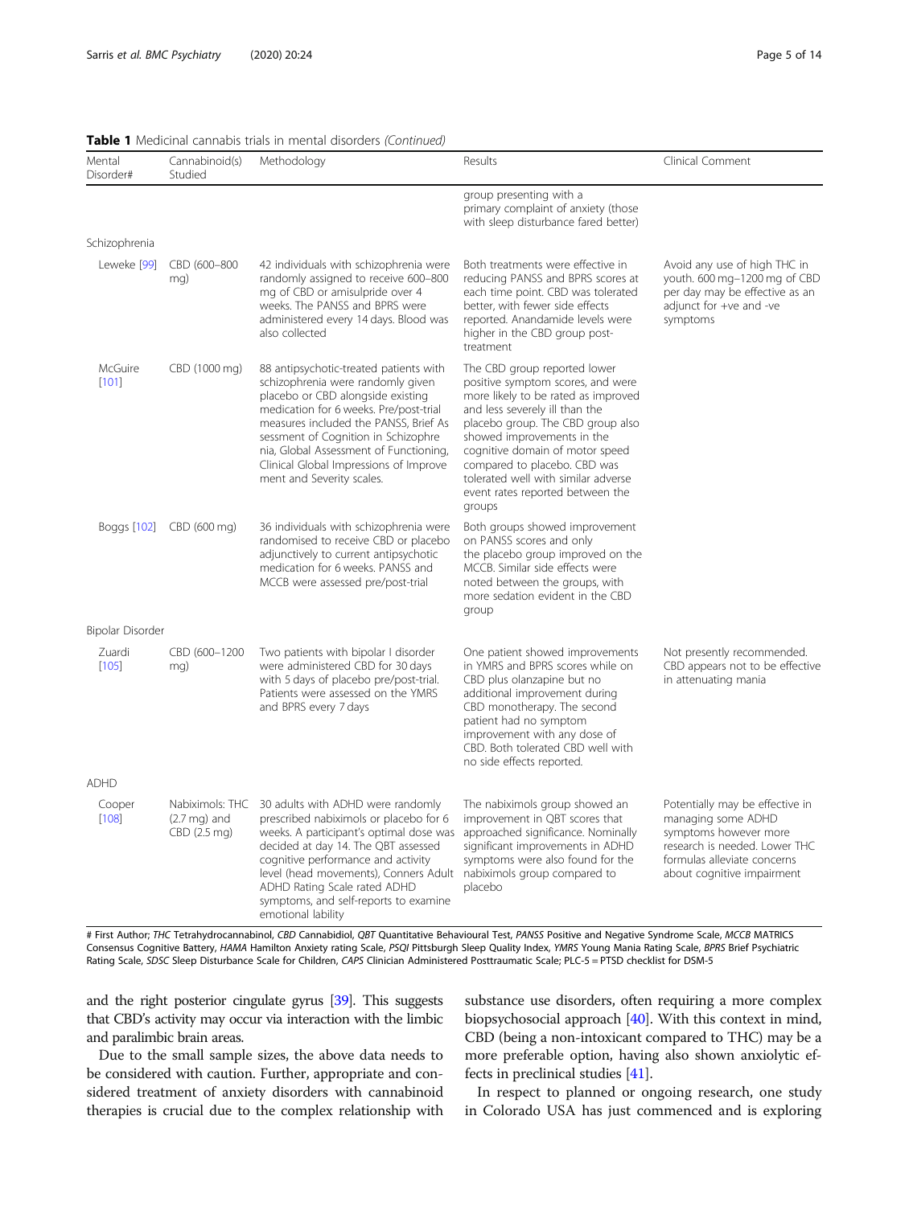**Table 1** Medicinal cannabis trials in mental disorders *(Continued)*

| Mental Disorder# | Cannabinoid(s) Studied | Methodology | Results | Clinical Comment |
|---|---|---|---|---|
| | | | group presenting with a primary complaint of anxiety (those with sleep disturbance fared better) | |
| Schizophrenia | | | | |
| Leweke [99] | CBD (600–800 mg) | 42 individuals with schizophrenia were randomly assigned to receive 600–800 mg of CBD or amisulpride over 4 weeks. The PANSS and BPRS were administered every 14 days. Blood was also collected | Both treatments were effective in reducing PANSS and BPRS scores at each time point. CBD was tolerated better, with fewer side effects reported. Anandamide levels were higher in the CBD group post-treatment | Avoid any use of high THC in youth. 600 mg–1200 mg of CBD per day may be effective as an adjunct for +ve and -ve symptoms |
| McGuire [101] | CBD (1000 mg) | 88 antipsychotic-treated patients with schizophrenia were randomly given placebo or CBD alongside existing medication for 6 weeks. Pre/post-trial measures included the PANSS, Brief Assessment of Cognition in Schizophrenia, Global Assessment of Functioning, Clinical Global Impressions of Improvement and Severity scales. | The CBD group reported lower positive symptom scores, and were more likely to be rated as improved and less severely ill than the placebo group. The CBD group also showed improvements in the cognitive domain of motor speed compared to placebo. CBD was tolerated well with similar adverse event rates reported between the groups | |
| Boggs [102] | CBD (600 mg) | 36 individuals with schizophrenia were randomised to receive CBD or placebo adjunctively to current antipsychotic medication for 6 weeks. PANSS and MCCB were assessed pre/post-trial | Both groups showed improvement on PANSS scores and only the placebo group improved on the MCCB. Similar side effects were noted between the groups, with more sedation evident in the CBD group | |
| Bipolar Disorder | | | | |
| Zuardi [105] | CBD (600–1200 mg) | Two patients with bipolar I disorder were administered CBD for 30 days with 5 days of placebo pre/post-trial. Patients were assessed on the YMRS and BPRS every 7 days | One patient showed improvements in YMRS and BPRS scores while on CBD plus olanzapine but no additional improvement during CBD monotherapy. The second patient had no symptom improvement with any dose of CBD. Both tolerated CBD well with no side effects reported. | Not presently recommended. CBD appears not to be effective in attenuating mania |
| ADHD | | | | |
| Cooper [108] | Nabiximols: THC (2.7 mg) and CBD (2.5 mg) | 30 adults with ADHD were randomly prescribed nabiximols or placebo for 6 weeks. A participant's optimal dose was decided at day 14. The QBT assessed cognitive performance and activity level (head movements), Conners Adult ADHD Rating Scale rated ADHD symptoms, and self-reports to examine emotional lability | The nabiximols group showed an improvement in QBT scores that approached significance. Nominally significant improvements in ADHD symptoms were also found for the nabiximols group compared to placebo | Potentially may be effective in managing some ADHD symptoms however more research is needed. Lower THC formulas alleviate concerns about cognitive impairment |

# First Author; *THC* Tetrahydrocannabinol, *CBD* Cannabidiol, *QBT* Quantitative Behavioural Test, *PANSS* Positive and Negative Syndrome Scale, *MCCB* MATRICS Consensus Cognitive Battery, *HAMA* Hamilton Anxiety rating Scale, *PSQI* Pittsburgh Sleep Quality Index, *YMRS* Young Mania Rating Scale, *BPRS* Brief Psychiatric Rating Scale, *SDSC* Sleep Disturbance Scale for Children, *CAPS* Clinician Administered Posttraumatic Scale; PLC-5 = PTSD checklist for DSM-5

and the right posterior cingulate gyrus [39]. This suggests that CBD's activity may occur via interaction with the limbic and paralimbic brain areas.

Due to the small sample sizes, the above data needs to be considered with caution. Further, appropriate and considered treatment of anxiety disorders with cannabinoid therapies is crucial due to the complex relationship with substance use disorders, often requiring a more complex biopsychosocial approach [40]. With this context in mind, CBD (being a non-intoxicant compared to THC) may be a more preferable option, having also shown anxiolytic effects in preclinical studies [41].

In respect to planned or ongoing research, one study in Colorado USA has just commenced and is exploring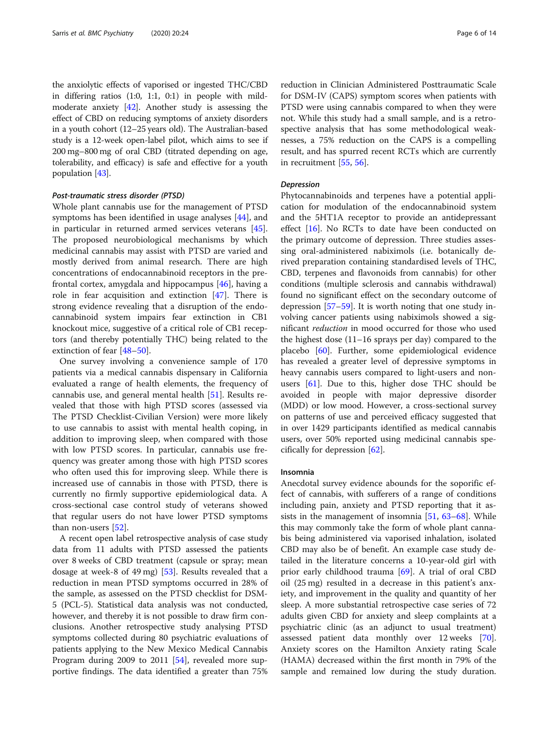the anxiolytic effects of vaporised or ingested THC/CBD in differing ratios (1:0, 1:1, 0:1) in people with mild-moderate anxiety [42]. Another study is assessing the effect of CBD on reducing symptoms of anxiety disorders in a youth cohort (12–25 years old). The Australian-based study is a 12-week open-label pilot, which aims to see if 200 mg–800 mg of oral CBD (titrated depending on age, tolerability, and efficacy) is safe and effective for a youth population [43].

#### *Post-traumatic stress disorder (PTSD)*

Whole plant cannabis use for the management of PTSD symptoms has been identified in usage analyses [44], and in particular in returned armed services veterans [45]. The proposed neurobiological mechanisms by which medicinal cannabis may assist with PTSD are varied and mostly derived from animal research. There are high concentrations of endocannabinoid receptors in the prefrontal cortex, amygdala and hippocampus [46], having a role in fear acquisition and extinction [47]. There is strong evidence revealing that a disruption of the endocannabinoid system impairs fear extinction in CB1 knockout mice, suggestive of a critical role of CB1 receptors (and thereby potentially THC) being related to the extinction of fear [48–50].

One survey involving a convenience sample of 170 patients via a medical cannabis dispensary in California evaluated a range of health elements, the frequency of cannabis use, and general mental health [51]. Results revealed that those with high PTSD scores (assessed via The PTSD Checklist-Civilian Version) were more likely to use cannabis to assist with mental health coping, in addition to improving sleep, when compared with those with low PTSD scores. In particular, cannabis use frequency was greater among those with high PTSD scores who often used this for improving sleep. While there is increased use of cannabis in those with PTSD, there is currently no firmly supportive epidemiological data. A cross-sectional case control study of veterans showed that regular users do not have lower PTSD symptoms than non-users [52].

A recent open label retrospective analysis of case study data from 11 adults with PTSD assessed the patients over 8 weeks of CBD treatment (capsule or spray; mean dosage at week-8 of 49 mg) [53]. Results revealed that a reduction in mean PTSD symptoms occurred in 28% of the sample, as assessed on the PTSD checklist for DSM-5 (PCL-5). Statistical data analysis was not conducted, however, and thereby it is not possible to draw firm conclusions. Another retrospective study analysing PTSD symptoms collected during 80 psychiatric evaluations of patients applying to the New Mexico Medical Cannabis Program during 2009 to 2011 [54], revealed more supportive findings. The data identified a greater than 75% reduction in Clinician Administered Posttraumatic Scale for DSM-IV (CAPS) symptom scores when patients with PTSD were using cannabis compared to when they were not. While this study had a small sample, and is a retrospective analysis that has some methodological weaknesses, a 75% reduction on the CAPS is a compelling result, and has spurred recent RCTs which are currently in recruitment [55, 56].

#### *Depression*

Phytocannabinoids and terpenes have a potential application for modulation of the endocannabinoid system and the 5HT1A receptor to provide an antidepressant effect [16]. No RCTs to date have been conducted on the primary outcome of depression. Three studies assessing oral-administered nabiximols (i.e. botanically derived preparation containing standardised levels of THC, CBD, terpenes and flavonoids from cannabis) for other conditions (multiple sclerosis and cannabis withdrawal) found no significant effect on the secondary outcome of depression [57–59]. It is worth noting that one study involving cancer patients using nabiximols showed a significant *reduction* in mood occurred for those who used the highest dose (11–16 sprays per day) compared to the placebo [60]. Further, some epidemiological evidence has revealed a greater level of depressive symptoms in heavy cannabis users compared to light-users and non-users [61]. Due to this, higher dose THC should be avoided in people with major depressive disorder (MDD) or low mood. However, a cross-sectional survey on patterns of use and perceived efficacy suggested that in over 1429 participants identified as medical cannabis users, over 50% reported using medicinal cannabis specifically for depression [62].

### Insomnia

Anecdotal survey evidence abounds for the soporific effect of cannabis, with sufferers of a range of conditions including pain, anxiety and PTSD reporting that it assists in the management of insomnia [51, 63–68]. While this may commonly take the form of whole plant cannabis being administered via vaporised inhalation, isolated CBD may also be of benefit. An example case study detailed in the literature concerns a 10-year-old girl with prior early childhood trauma [69]. A trial of oral CBD oil (25 mg) resulted in a decrease in this patient's anxiety, and improvement in the quality and quantity of her sleep. A more substantial retrospective case series of 72 adults given CBD for anxiety and sleep complaints at a psychiatric clinic (as an adjunct to usual treatment) assessed patient data monthly over 12 weeks [70]. Anxiety scores on the Hamilton Anxiety rating Scale (HAMA) decreased within the first month in 79% of the sample and remained low during the study duration.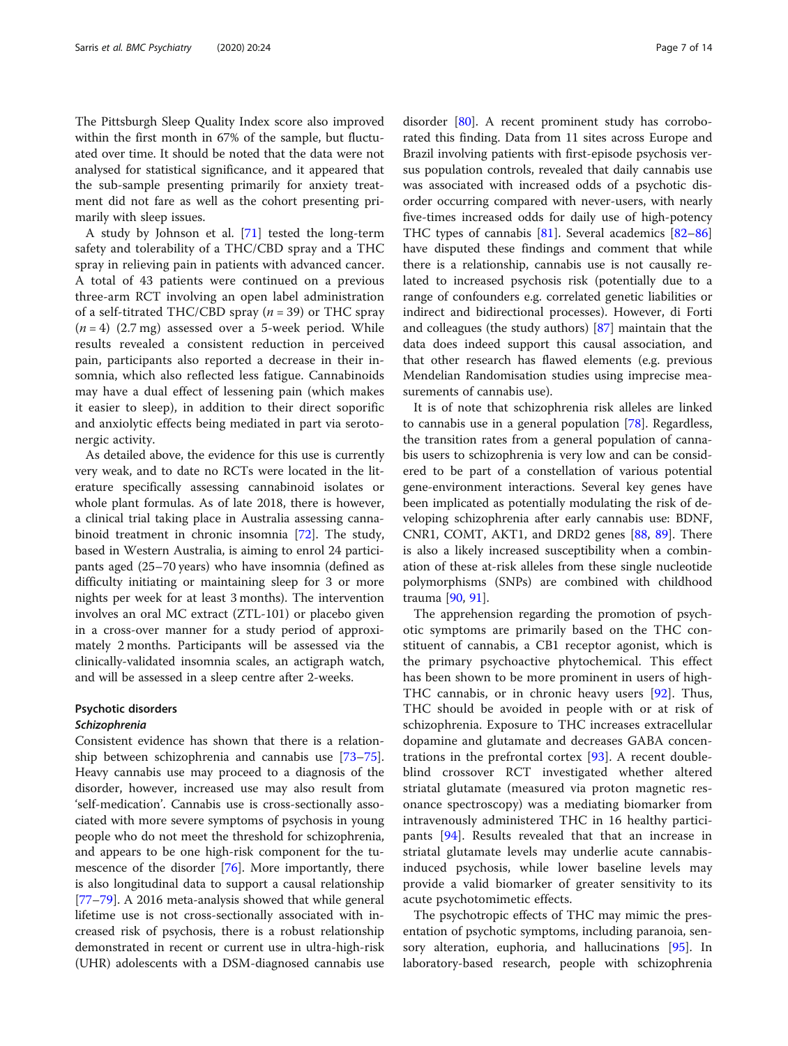The Pittsburgh Sleep Quality Index score also improved within the first month in 67% of the sample, but fluctuated over time. It should be noted that the data were not analysed for statistical significance, and it appeared that the sub-sample presenting primarily for anxiety treatment did not fare as well as the cohort presenting primarily with sleep issues.

A study by Johnson et al. [71] tested the long-term safety and tolerability of a THC/CBD spray and a THC spray in relieving pain in patients with advanced cancer. A total of 43 patients were continued on a previous three-arm RCT involving an open label administration of a self-titrated THC/CBD spray (*n* = 39) or THC spray (*n* = 4) (2.7 mg) assessed over a 5-week period. While results revealed a consistent reduction in perceived pain, participants also reported a decrease in their insomnia, which also reflected less fatigue. Cannabinoids may have a dual effect of lessening pain (which makes it easier to sleep), in addition to their direct soporific and anxiolytic effects being mediated in part via serotonergic activity.

As detailed above, the evidence for this use is currently very weak, and to date no RCTs were located in the literature specifically assessing cannabinoid isolates or whole plant formulas. As of late 2018, there is however, a clinical trial taking place in Australia assessing cannabinoid treatment in chronic insomnia [72]. The study, based in Western Australia, is aiming to enrol 24 participants aged (25–70 years) who have insomnia (defined as difficulty initiating or maintaining sleep for 3 or more nights per week for at least 3 months). The intervention involves an oral MC extract (ZTL-101) or placebo given in a cross-over manner for a study period of approximately 2 months. Participants will be assessed via the clinically-validated insomnia scales, an actigraph watch, and will be assessed in a sleep centre after 2-weeks.

## Psychotic disorders

### *Schizophrenia*

Consistent evidence has shown that there is a relationship between schizophrenia and cannabis use [73–75]. Heavy cannabis use may proceed to a diagnosis of the disorder, however, increased use may also result from 'self-medication'. Cannabis use is cross-sectionally associated with more severe symptoms of psychosis in young people who do not meet the threshold for schizophrenia, and appears to be one high-risk component for the tumescence of the disorder [76]. More importantly, there is also longitudinal data to support a causal relationship [77–79]. A 2016 meta-analysis showed that while general lifetime use is not cross-sectionally associated with increased risk of psychosis, there is a robust relationship demonstrated in recent or current use in ultra-high-risk (UHR) adolescents with a DSM-diagnosed cannabis use disorder [80]. A recent prominent study has corroborated this finding. Data from 11 sites across Europe and Brazil involving patients with first-episode psychosis versus population controls, revealed that daily cannabis use was associated with increased odds of a psychotic disorder occurring compared with never-users, with nearly five-times increased odds for daily use of high-potency THC types of cannabis [81]. Several academics [82–86] have disputed these findings and comment that while there is a relationship, cannabis use is not causally related to increased psychosis risk (potentially due to a range of confounders e.g. correlated genetic liabilities or indirect and bidirectional processes). However, di Forti and colleagues (the study authors) [87] maintain that the data does indeed support this causal association, and that other research has flawed elements (e.g. previous Mendelian Randomisation studies using imprecise measurements of cannabis use).

It is of note that schizophrenia risk alleles are linked to cannabis use in a general population [78]. Regardless, the transition rates from a general population of cannabis users to schizophrenia is very low and can be considered to be part of a constellation of various potential gene-environment interactions. Several key genes have been implicated as potentially modulating the risk of developing schizophrenia after early cannabis use: BDNF, CNR1, COMT, AKT1, and DRD2 genes [88, 89]. There is also a likely increased susceptibility when a combination of these at-risk alleles from these single nucleotide polymorphisms (SNPs) are combined with childhood trauma [90, 91].

The apprehension regarding the promotion of psychotic symptoms are primarily based on the THC constituent of cannabis, a CB1 receptor agonist, which is the primary psychoactive phytochemical. This effect has been shown to be more prominent in users of high-THC cannabis, or in chronic heavy users [92]. Thus, THC should be avoided in people with or at risk of schizophrenia. Exposure to THC increases extracellular dopamine and glutamate and decreases GABA concentrations in the prefrontal cortex [93]. A recent double-blind crossover RCT investigated whether altered striatal glutamate (measured via proton magnetic resonance spectroscopy) was a mediating biomarker from intravenously administered THC in 16 healthy participants [94]. Results revealed that that an increase in striatal glutamate levels may underlie acute cannabis-induced psychosis, while lower baseline levels may provide a valid biomarker of greater sensitivity to its acute psychotomimetic effects.

The psychotropic effects of THC may mimic the presentation of psychotic symptoms, including paranoia, sensory alteration, euphoria, and hallucinations [95]. In laboratory-based research, people with schizophrenia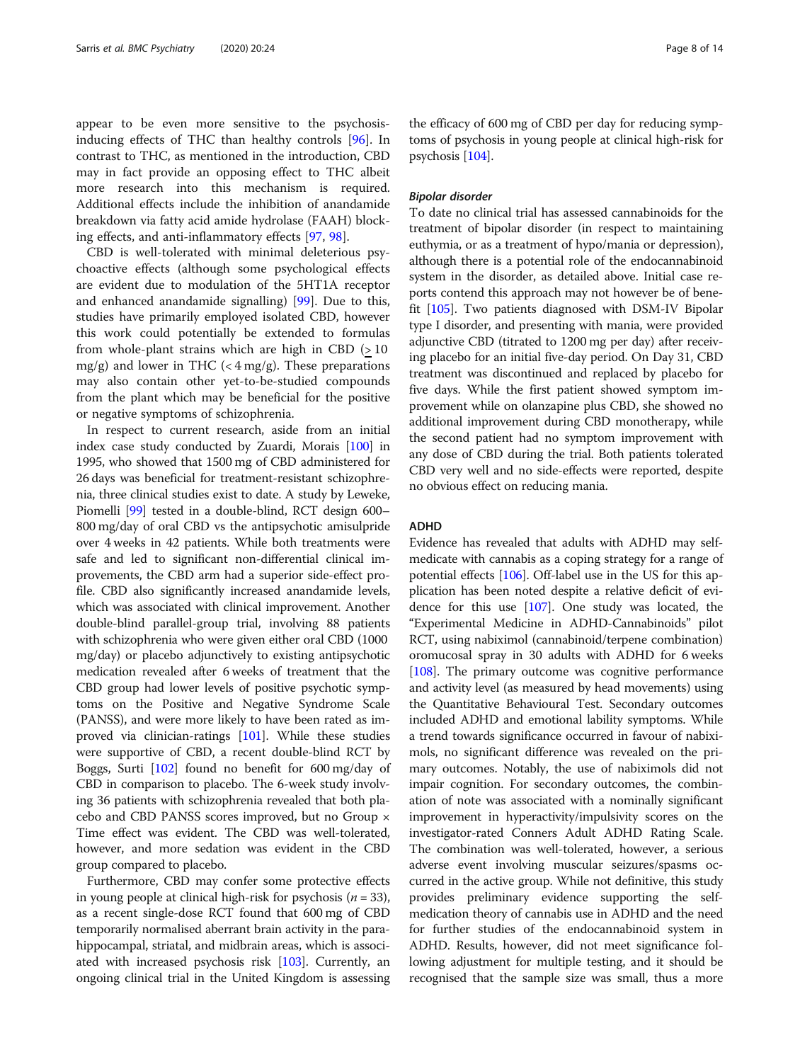appear to be even more sensitive to the psychosis-inducing effects of THC than healthy controls [96]. In contrast to THC, as mentioned in the introduction, CBD may in fact provide an opposing effect to THC albeit more research into this mechanism is required. Additional effects include the inhibition of anandamide breakdown via fatty acid amide hydrolase (FAAH) blocking effects, and anti-inflammatory effects [97, 98].

CBD is well-tolerated with minimal deleterious psychoactive effects (although some psychological effects are evident due to modulation of the 5HT1A receptor and enhanced anandamide signalling) [99]. Due to this, studies have primarily employed isolated CBD, however this work could potentially be extended to formulas from whole-plant strains which are high in CBD ($\geq$ 10 mg/g) and lower in THC (< 4 mg/g). These preparations may also contain other yet-to-be-studied compounds from the plant which may be beneficial for the positive or negative symptoms of schizophrenia.

In respect to current research, aside from an initial index case study conducted by Zuardi, Morais [100] in 1995, who showed that 1500 mg of CBD administered for 26 days was beneficial for treatment-resistant schizophrenia, three clinical studies exist to date. A study by Leweke, Piomelli [99] tested in a double-blind, RCT design 600–800 mg/day of oral CBD vs the antipsychotic amisulpride over 4 weeks in 42 patients. While both treatments were safe and led to significant non-differential clinical improvements, the CBD arm had a superior side-effect profile. CBD also significantly increased anandamide levels, which was associated with clinical improvement. Another double-blind parallel-group trial, involving 88 patients with schizophrenia who were given either oral CBD (1000 mg/day) or placebo adjunctively to existing antipsychotic medication revealed after 6 weeks of treatment that the CBD group had lower levels of positive psychotic symptoms on the Positive and Negative Syndrome Scale (PANSS), and were more likely to have been rated as improved via clinician-ratings [101]. While these studies were supportive of CBD, a recent double-blind RCT by Boggs, Surti [102] found no benefit for 600 mg/day of CBD in comparison to placebo. The 6-week study involving 36 patients with schizophrenia revealed that both placebo and CBD PANSS scores improved, but no Group × Time effect was evident. The CBD was well-tolerated, however, and more sedation was evident in the CBD group compared to placebo.

Furthermore, CBD may confer some protective effects in young people at clinical high-risk for psychosis ($n = 33$), as a recent single-dose RCT found that 600 mg of CBD temporarily normalised aberrant brain activity in the parahippocampal, striatal, and midbrain areas, which is associated with increased psychosis risk [103]. Currently, an ongoing clinical trial in the United Kingdom is assessing the efficacy of 600 mg of CBD per day for reducing symptoms of psychosis in young people at clinical high-risk for psychosis [104].

### *Bipolar disorder*

To date no clinical trial has assessed cannabinoids for the treatment of bipolar disorder (in respect to maintaining euthymia, or as a treatment of hypo/mania or depression), although there is a potential role of the endocannabinoid system in the disorder, as detailed above. Initial case reports contend this approach may not however be of benefit [105]. Two patients diagnosed with DSM-IV Bipolar type I disorder, and presenting with mania, were provided adjunctive CBD (titrated to 1200 mg per day) after receiving placebo for an initial five-day period. On Day 31, CBD treatment was discontinued and replaced by placebo for five days. While the first patient showed symptom improvement while on olanzapine plus CBD, she showed no additional improvement during CBD monotherapy, while the second patient had no symptom improvement with any dose of CBD during the trial. Both patients tolerated CBD very well and no side-effects were reported, despite no obvious effect on reducing mania.

## ADHD

Evidence has revealed that adults with ADHD may self-medicate with cannabis as a coping strategy for a range of potential effects [106]. Off-label use in the US for this application has been noted despite a relative deficit of evidence for this use [107]. One study was located, the "Experimental Medicine in ADHD-Cannabinoids" pilot RCT, using nabiximol (cannabinoid/terpene combination) oromucosal spray in 30 adults with ADHD for 6 weeks [108]. The primary outcome was cognitive performance and activity level (as measured by head movements) using the Quantitative Behavioural Test. Secondary outcomes included ADHD and emotional lability symptoms. While a trend towards significance occurred in favour of nabiximols, no significant difference was revealed on the primary outcomes. Notably, the use of nabiximols did not impair cognition. For secondary outcomes, the combination of note was associated with a nominally significant improvement in hyperactivity/impulsivity scores on the investigator-rated Conners Adult ADHD Rating Scale. The combination was well-tolerated, however, a serious adverse event involving muscular seizures/spasms occurred in the active group. While not definitive, this study provides preliminary evidence supporting the self-medication theory of cannabis use in ADHD and the need for further studies of the endocannabinoid system in ADHD. Results, however, did not meet significance following adjustment for multiple testing, and it should be recognised that the sample size was small, thus a more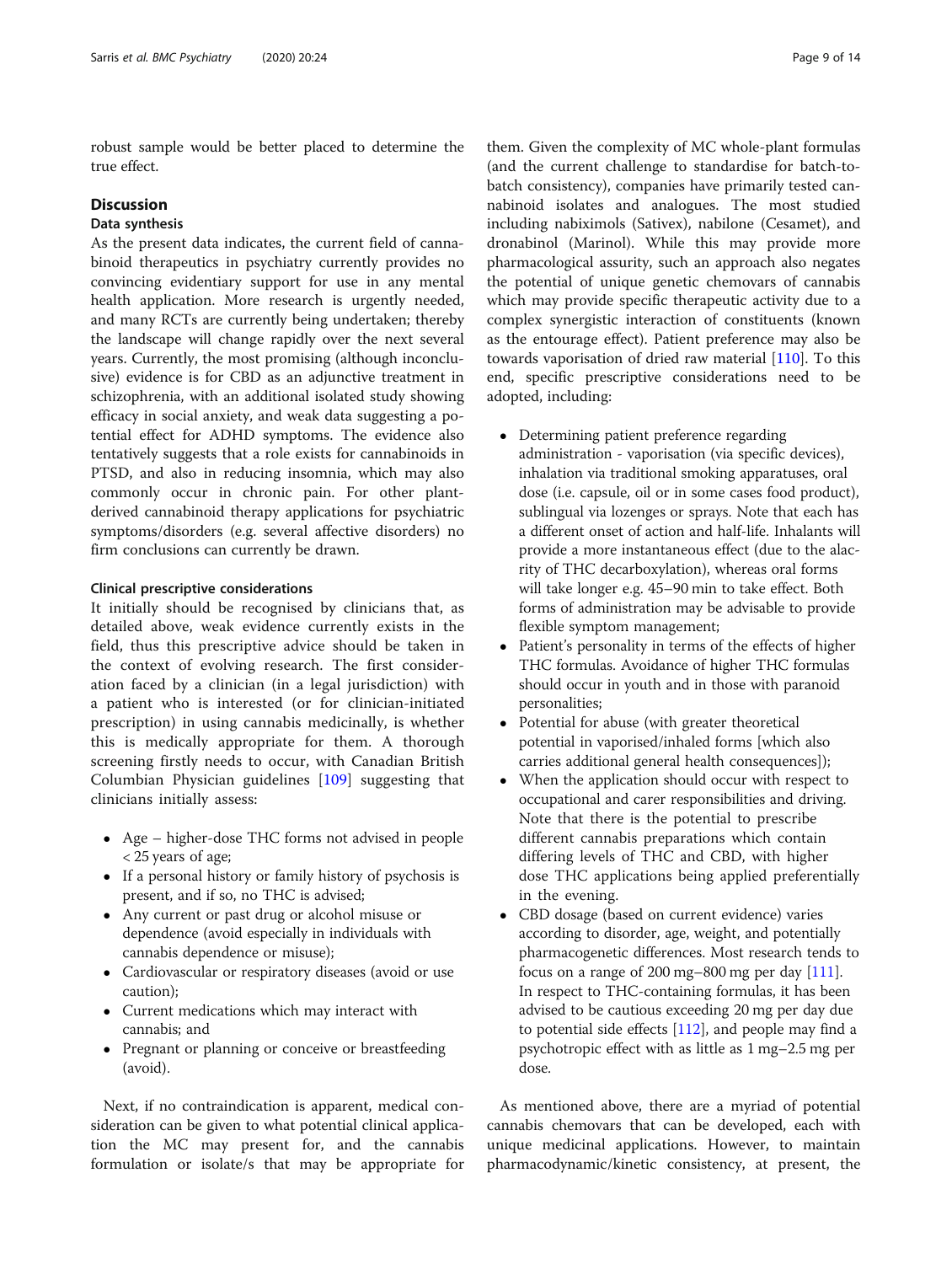robust sample would be better placed to determine the true effect.

## Discussion

### Data synthesis

As the present data indicates, the current field of cannabinoid therapeutics in psychiatry currently provides no convincing evidentiary support for use in any mental health application. More research is urgently needed, and many RCTs are currently being undertaken; thereby the landscape will change rapidly over the next several years. Currently, the most promising (although inconclusive) evidence is for CBD as an adjunctive treatment in schizophrenia, with an additional isolated study showing efficacy in social anxiety, and weak data suggesting a potential effect for ADHD symptoms. The evidence also tentatively suggests that a role exists for cannabinoids in PTSD, and also in reducing insomnia, which may also commonly occur in chronic pain. For other plant-derived cannabinoid therapy applications for psychiatric symptoms/disorders (e.g. several affective disorders) no firm conclusions can currently be drawn.

### Clinical prescriptive considerations

It initially should be recognised by clinicians that, as detailed above, weak evidence currently exists in the field, thus this prescriptive advice should be taken in the context of evolving research. The first consideration faced by a clinician (in a legal jurisdiction) with a patient who is interested (or for clinician-initiated prescription) in using cannabis medicinally, is whether this is medically appropriate for them. A thorough screening firstly needs to occur, with Canadian British Columbian Physician guidelines [109] suggesting that clinicians initially assess:

- Age – higher-dose THC forms not advised in people < 25 years of age;
- If a personal history or family history of psychosis is present, and if so, no THC is advised;
- Any current or past drug or alcohol misuse or dependence (avoid especially in individuals with cannabis dependence or misuse);
- Cardiovascular or respiratory diseases (avoid or use caution);
- Current medications which may interact with cannabis; and
- Pregnant or planning or conceive or breastfeeding (avoid).

Next, if no contraindication is apparent, medical consideration can be given to what potential clinical application the MC may present for, and the cannabis formulation or isolate/s that may be appropriate for them. Given the complexity of MC whole-plant formulas (and the current challenge to standardise for batch-to-batch consistency), companies have primarily tested cannabinoid isolates and analogues. The most studied including nabiximols (Sativex), nabilone (Cesamet), and dronabinol (Marinol). While this may provide more pharmacological assurity, such an approach also negates the potential of unique genetic chemovars of cannabis which may provide specific therapeutic activity due to a complex synergistic interaction of constituents (known as the entourage effect). Patient preference may also be towards vaporisation of dried raw material [110]. To this end, specific prescriptive considerations need to be adopted, including:

- Determining patient preference regarding administration - vaporisation (via specific devices), inhalation via traditional smoking apparatuses, oral dose (i.e. capsule, oil or in some cases food product), sublingual via lozenges or sprays. Note that each has a different onset of action and half-life. Inhalants will provide a more instantaneous effect (due to the alacrity of THC decarboxylation), whereas oral forms will take longer e.g. 45–90 min to take effect. Both forms of administration may be advisable to provide flexible symptom management;
- Patient's personality in terms of the effects of higher THC formulas. Avoidance of higher THC formulas should occur in youth and in those with paranoid personalities;
- Potential for abuse (with greater theoretical potential in vaporised/inhaled forms [which also carries additional general health consequences]);
- When the application should occur with respect to occupational and carer responsibilities and driving. Note that there is the potential to prescribe different cannabis preparations which contain differing levels of THC and CBD, with higher dose THC applications being applied preferentially in the evening.
- CBD dosage (based on current evidence) varies according to disorder, age, weight, and potentially pharmacogenetic differences. Most research tends to focus on a range of 200 mg–800 mg per day [111]. In respect to THC-containing formulas, it has been advised to be cautious exceeding 20 mg per day due to potential side effects [112], and people may find a psychotropic effect with as little as 1 mg–2.5 mg per dose.

As mentioned above, there are a myriad of potential cannabis chemovars that can be developed, each with unique medicinal applications. However, to maintain pharmacodynamic/kinetic consistency, at present, the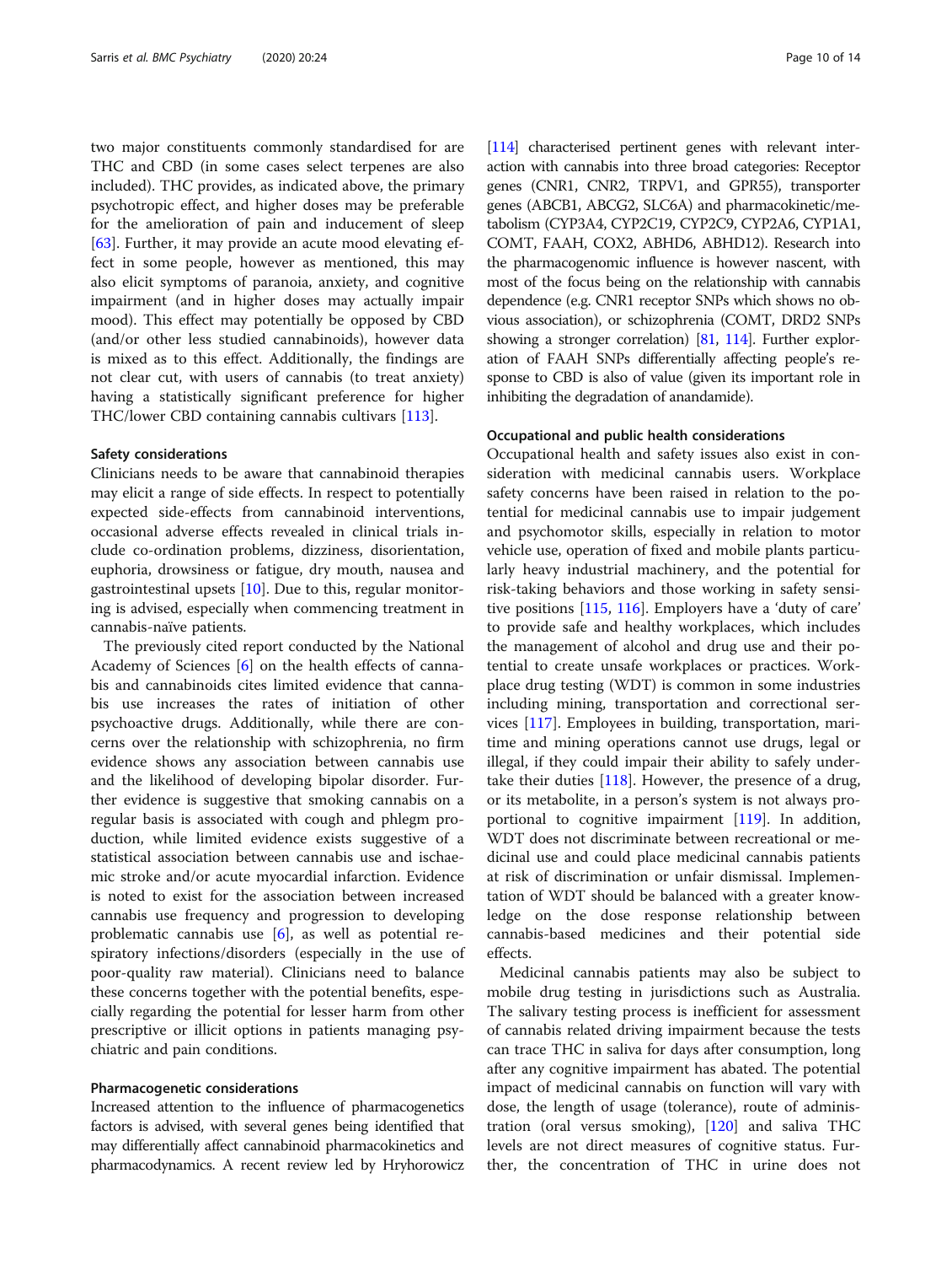two major constituents commonly standardised for are THC and CBD (in some cases select terpenes are also included). THC provides, as indicated above, the primary psychotropic effect, and higher doses may be preferable for the amelioration of pain and inducement of sleep [63]. Further, it may provide an acute mood elevating effect in some people, however as mentioned, this may also elicit symptoms of paranoia, anxiety, and cognitive impairment (and in higher doses may actually impair mood). This effect may potentially be opposed by CBD (and/or other less studied cannabinoids), however data is mixed as to this effect. Additionally, the findings are not clear cut, with users of cannabis (to treat anxiety) having a statistically significant preference for higher THC/lower CBD containing cannabis cultivars [113].

#### Safety considerations

Clinicians needs to be aware that cannabinoid therapies may elicit a range of side effects. In respect to potentially expected side-effects from cannabinoid interventions, occasional adverse effects revealed in clinical trials include co-ordination problems, dizziness, disorientation, euphoria, drowsiness or fatigue, dry mouth, nausea and gastrointestinal upsets [10]. Due to this, regular monitoring is advised, especially when commencing treatment in cannabis-naïve patients.

The previously cited report conducted by the National Academy of Sciences [6] on the health effects of cannabis and cannabinoids cites limited evidence that cannabis use increases the rates of initiation of other psychoactive drugs. Additionally, while there are concerns over the relationship with schizophrenia, no firm evidence shows any association between cannabis use and the likelihood of developing bipolar disorder. Further evidence is suggestive that smoking cannabis on a regular basis is associated with cough and phlegm production, while limited evidence exists suggestive of a statistical association between cannabis use and ischaemic stroke and/or acute myocardial infarction. Evidence is noted to exist for the association between increased cannabis use frequency and progression to developing problematic cannabis use [6], as well as potential respiratory infections/disorders (especially in the use of poor-quality raw material). Clinicians need to balance these concerns together with the potential benefits, especially regarding the potential for lesser harm from other prescriptive or illicit options in patients managing psychiatric and pain conditions.

#### Pharmacogenetic considerations

Increased attention to the influence of pharmacogenetics factors is advised, with several genes being identified that may differentially affect cannabinoid pharmacokinetics and pharmacodynamics. A recent review led by Hryhorowicz [114] characterised pertinent genes with relevant interaction with cannabis into three broad categories: Receptor genes (CNR1, CNR2, TRPV1, and GPR55), transporter genes (ABCB1, ABCG2, SLC6A) and pharmacokinetic/metabolism (CYP3A4, CYP2C19, CYP2C9, CYP2A6, CYP1A1, COMT, FAAH, COX2, ABHD6, ABHD12). Research into the pharmacogenomic influence is however nascent, with most of the focus being on the relationship with cannabis dependence (e.g. CNR1 receptor SNPs which shows no obvious association), or schizophrenia (COMT, DRD2 SNPs showing a stronger correlation) [81, 114]. Further exploration of FAAH SNPs differentially affecting people's response to CBD is also of value (given its important role in inhibiting the degradation of anandamide).

#### Occupational and public health considerations

Occupational health and safety issues also exist in consideration with medicinal cannabis users. Workplace safety concerns have been raised in relation to the potential for medicinal cannabis use to impair judgement and psychomotor skills, especially in relation to motor vehicle use, operation of fixed and mobile plants particularly heavy industrial machinery, and the potential for risk-taking behaviors and those working in safety sensitive positions [115, 116]. Employers have a 'duty of care' to provide safe and healthy workplaces, which includes the management of alcohol and drug use and their potential to create unsafe workplaces or practices. Workplace drug testing (WDT) is common in some industries including mining, transportation and correctional services [117]. Employees in building, transportation, maritime and mining operations cannot use drugs, legal or illegal, if they could impair their ability to safely undertake their duties [118]. However, the presence of a drug, or its metabolite, in a person's system is not always proportional to cognitive impairment [119]. In addition, WDT does not discriminate between recreational or medicinal use and could place medicinal cannabis patients at risk of discrimination or unfair dismissal. Implementation of WDT should be balanced with a greater knowledge on the dose response relationship between cannabis-based medicines and their potential side effects.

Medicinal cannabis patients may also be subject to mobile drug testing in jurisdictions such as Australia. The salivary testing process is inefficient for assessment of cannabis related driving impairment because the tests can trace THC in saliva for days after consumption, long after any cognitive impairment has abated. The potential impact of medicinal cannabis on function will vary with dose, the length of usage (tolerance), route of administration (oral versus smoking), [120] and saliva THC levels are not direct measures of cognitive status. Further, the concentration of THC in urine does not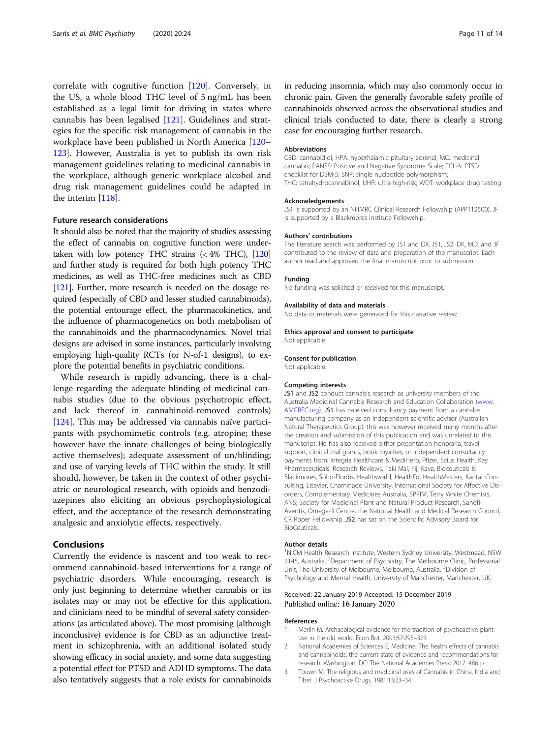correlate with cognitive function [120]. Conversely, in the US, a whole blood THC level of 5 ng/mL has been established as a legal limit for driving in states where cannabis has been legalised [121]. Guidelines and strategies for the specific risk management of cannabis in the workplace have been published in North America [120–123]. However, Australia is yet to publish its own risk management guidelines relating to medicinal cannabis in the workplace, although generic workplace alcohol and drug risk management guidelines could be adapted in the interim [118].

### Future research considerations

It should also be noted that the majority of studies assessing the effect of cannabis on cognitive function were undertaken with low potency THC strains (< 4% THC), [120] and further study is required for both high potency THC medicines, as well as THC-free medicines such as CBD [121]. Further, more research is needed on the dosage required (especially of CBD and lesser studied cannabinoids), the potential entourage effect, the pharmacokinetics, and the influence of pharmacogenetics on both metabolism of the cannabinoids and the pharmacodynamics. Novel trial designs are advised in some instances, particularly involving employing high-quality RCTs (or N-of-1 designs), to explore the potential benefits in psychiatric conditions.

While research is rapidly advancing, there is a challenge regarding the adequate blinding of medicinal cannabis studies (due to the obvious psychotropic effect, and lack thereof in cannabinoid-removed controls) [124]. This may be addressed via cannabis naïve participants with psychomimetic controls (e.g. atropine; these however have the innate challenges of being biologically active themselves); adequate assessment of un/blinding; and use of varying levels of THC within the study. It still should, however, be taken in the context of other psychiatric or neurological research, with opioids and benzodiazepines also eliciting an obvious psychophysiological effect, and the acceptance of the research demonstrating analgesic and anxiolytic effects, respectively.

## Conclusions

Currently the evidence is nascent and too weak to recommend cannabinoid-based interventions for a range of psychiatric disorders. While encouraging, research is only just beginning to determine whether cannabis or its isolates may or may not be effective for this application, and clinicians need to be mindful of several safety considerations (as articulated above). The most promising (although inconclusive) evidence is for CBD as an adjunctive treatment in schizophrenia, with an additional isolated study showing efficacy in social anxiety, and some data suggesting a potential effect for PTSD and ADHD symptoms. The data also tentatively suggests that a role exists for cannabinoids in reducing insomnia, which may also commonly occur in chronic pain. Given the generally favorable safety profile of cannabinoids observed across the observational studies and clinical trials conducted to date, there is clearly a strong case for encouraging further research.

#### Abbreviations

CBD: cannabidiol; HPA: hypothalamic pituitary adrenal; MC: medicinal cannabis; PANSS: Positive and Negative Syndrome Scale; PCL-5: PTSD checklist for DSM-5; SNP: single nucleotide polymorphism; THC: tetrahydrocannabinol; UHR: ultra-high-risk; WDT: workplace drug testing

#### Acknowledgements

JS1 is supported by an NHMRC Clinical Research Fellowship (APP112500), JF is supported by a Blackmores Institute Fellowship.

#### Authors' contributions

The literature search was performed by JS1 and DK. JS1, JS2, DK, MD, and JF contributed to the review of data and preparation of the manuscript. Each author read and approved the final manuscript prior to submission.

#### Funding

No funding was solicited or received for this manuscript.

#### Availability of data and materials

No data or materials were generated for this narrative review.

#### Ethics approval and consent to participate

Not applicable.

#### Consent for publication

Not applicable.

#### Competing interests

JS1 and JS2 conduct cannabis research as university members of the Australia Medicinal Cannabis Research and Education Collaboration (www.AMCREC.org). JS1 has received consultancy payment from a cannabis manufacturing company as an independent scientific advisor (Australian Natural Therapeutics Group); this was however received many months after the creation and submission of this publication and was unrelated to this manuscript. He has also received either presentation honoraria, travel support, clinical trial grants, book royalties, or independent consultancy payments from: Integria Healthcare & MediHerb, Pfizer, Scius Health, Key Pharmaceuticals, Research Reviews, Taki Mai, Fiji Kava, Bioceuticals & Blackmores, Soho-Flordis, Healthworld, HealthEd, HealthMasters, Kantar Consulting, Elsevier, Chaminade University, International Society for Affective Disorders, Complementary Medicines Australia, SPRIM, Terry White Chemists, ANS, Society for Medicinal Plant and Natural Product Research, Sanofi-Aventis, Omega-3 Centre, the National Health and Medical Research Council, CR Roper Fellowship. JS2 has sat on the Scientific Advisory Board for BioCeuticals.

#### Author details

[1]NICM Health Research Institute, Western Sydney University, Westmead, NSW 2145, Australia. [2]Department of Psychiatry, The Melbourne Clinic, Professorial Unit, The University of Melbourne, Melbourne, Australia. [3]Division of Psychology and Mental Health, University of Manchester, Manchester, UK.

Received: 22 January 2019 Accepted: 15 December 2019
Published online: 16 January 2020

#### References

1. Merlin M. Archaeological evidence for the tradition of psychoactive plant use in the old world. Econ Bot. 2003;57:295–323.
2. National Academies of Sciences E, Medicine. The health effects of cannabis and cannabinoids: the current state of evidence and recommendations for research. Washington, DC: The National Academies Press; 2017. 486 p
3. Touwn M. The religious and medicinal uses of Cannabis in China, India and Tibet. J Psychoactive Drugs. 1981;13:23–34.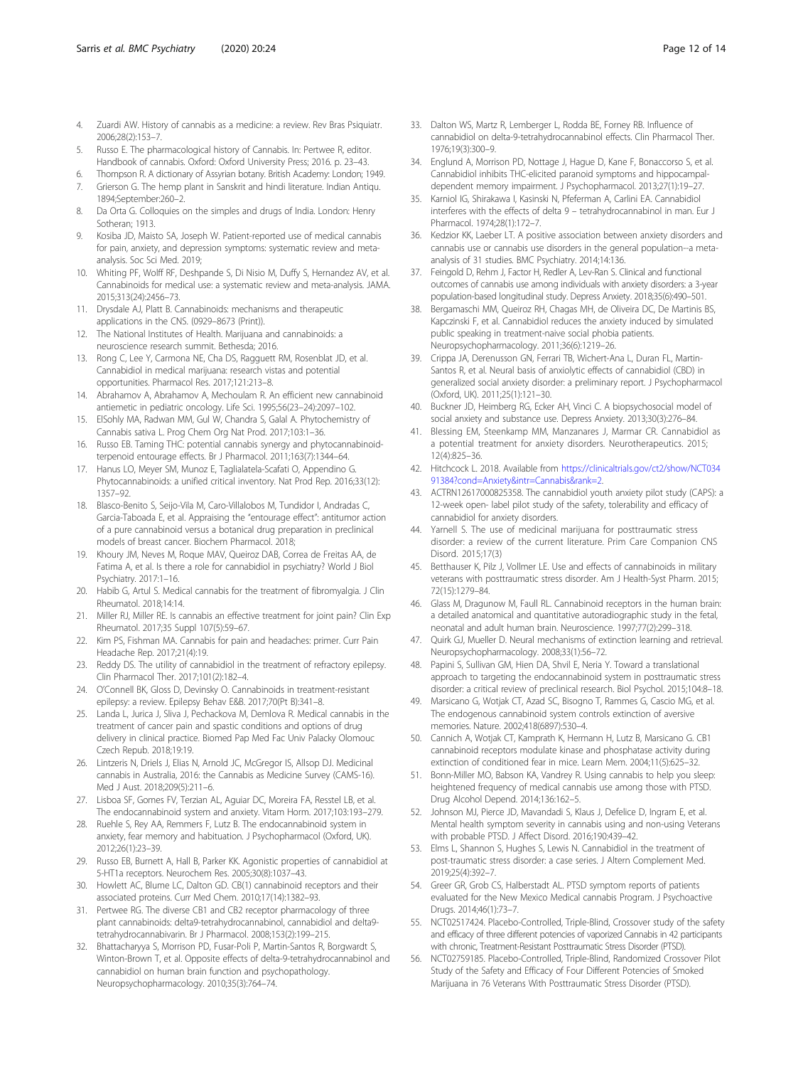4. Zuardi AW. History of cannabis as a medicine: a review. Rev Bras Psiquiatr. 2006;28(2):153–7.
5. Russo E. The pharmacological history of Cannabis. In: Pertwee R, editor. Handbook of cannabis. Oxford: Oxford University Press; 2016. p. 23–43.
6. Thompson R. A dictionary of Assyrian botany. British Academy: London; 1949.
7. Grierson G. The hemp plant in Sanskrit and hindi literature. Indian Antiqu. 1894;September:260–2.
8. Da Orta G. Colloquies on the simples and drugs of India. London: Henry Sotheran; 1913.
9. Kosiba JD, Maisto SA, Joseph W. Patient-reported use of medical cannabis for pain, anxiety, and depression symptoms: systematic review and meta-analysis. Soc Sci Med. 2019;
10. Whiting PF, Wolff RF, Deshpande S, Di Nisio M, Duffy S, Hernandez AV, et al. Cannabinoids for medical use: a systematic review and meta-analysis. JAMA. 2015;313(24):2456–73.
11. Drysdale AJ, Platt B. Cannabinoids: mechanisms and therapeutic applications in the CNS. (0929–8673 (Print)).
12. The National Institutes of Health. Marijuana and cannabinoids: a neuroscience research summit. Bethesda; 2016.
13. Rong C, Lee Y, Carmona NE, Cha DS, Ragguett RM, Rosenblat JD, et al. Cannabidiol in medical marijuana: research vistas and potential opportunities. Pharmacol Res. 2017;121:213–8.
14. Abrahamov A, Abrahamov A, Mechoulam R. An efficient new cannabinoid antiemetic in pediatric oncology. Life Sci. 1995;56(23–24):2097–102.
15. ElSohly MA, Radwan MM, Gul W, Chandra S, Galal A. Phytochemistry of Cannabis sativa L. Prog Chem Org Nat Prod. 2017;103:1–36.
16. Russo EB. Taming THC: potential cannabis synergy and phytocannabinoid-terpenoid entourage effects. Br J Pharmacol. 2011;163(7):1344–64.
17. Hanus LO, Meyer SM, Munoz E, Taglialatela-Scafati O, Appendino G. Phytocannabinoids: a unified critical inventory. Nat Prod Rep. 2016;33(12):1357–92.
18. Blasco-Benito S, Seijo-Vila M, Caro-Villalobos M, Tundidor I, Andradas C, Garcia-Taboada E, et al. Appraising the "entourage effect": antitumor action of a pure cannabinoid versus a botanical drug preparation in preclinical models of breast cancer. Biochem Pharmacol. 2018;
19. Khoury JM, Neves M, Roque MAV, Queiroz DAB, Correa de Freitas AA, de Fatima A, et al. Is there a role for cannabidiol in psychiatry? World J Biol Psychiatry. 2017:1–16.
20. Habib G, Artul S. Medical cannabis for the treatment of fibromyalgia. J Clin Rheumatol. 2018;14:14.
21. Miller RJ, Miller RE. Is cannabis an effective treatment for joint pain? Clin Exp Rheumatol. 2017;35 Suppl 107(5):59–67.
22. Kim PS, Fishman MA. Cannabis for pain and headaches: primer. Curr Pain Headache Rep. 2017;21(4):19.
23. Reddy DS. The utility of cannabidiol in the treatment of refractory epilepsy. Clin Pharmacol Ther. 2017;101(2):182–4.
24. O'Connell BK, Gloss D, Devinsky O. Cannabinoids in treatment-resistant epilepsy: a review. Epilepsy Behav E&B. 2017;70(Pt B):341–8.
25. Landa L, Jurica J, Sliva J, Pechackova M, Demlova R. Medical cannabis in the treatment of cancer pain and spastic conditions and options of drug delivery in clinical practice. Biomed Pap Med Fac Univ Palacky Olomouc Czech Repub. 2018;19:19.
26. Lintzeris N, Driels J, Elias N, Arnold JC, McGregor IS, Allsop DJ. Medicinal cannabis in Australia, 2016: the Cannabis as Medicine Survey (CAMS-16). Med J Aust. 2018;209(5):211–6.
27. Lisboa SF, Gomes FV, Terzian AL, Aguiar DC, Moreira FA, Resstel LB, et al. The endocannabinoid system and anxiety. Vitam Horm. 2017;103:193–279.
28. Ruehle S, Rey AA, Remmers F, Lutz B. The endocannabinoid system in anxiety, fear memory and habituation. J Psychopharmacol (Oxford, UK). 2012;26(1):23–39.
29. Russo EB, Burnett A, Hall B, Parker KK. Agonistic properties of cannabidiol at 5-HT1a receptors. Neurochem Res. 2005;30(8):1037–43.
30. Howlett AC, Blume LC, Dalton GD. CB(1) cannabinoid receptors and their associated proteins. Curr Med Chem. 2010;17(14):1382–93.
31. Pertwee RG. The diverse CB1 and CB2 receptor pharmacology of three plant cannabinoids: delta9-tetrahydrocannabinol, cannabidiol and delta9-tetrahydrocannabivarin. Br J Pharmacol. 2008;153(2):199–215.
32. Bhattacharyya S, Morrison PD, Fusar-Poli P, Martin-Santos R, Borgwardt S, Winton-Brown T, et al. Opposite effects of delta-9-tetrahydrocannabinol and cannabidiol on human brain function and psychopathology. Neuropsychopharmacology. 2010;35(3):764–74.
33. Dalton WS, Martz R, Lemberger L, Rodda BE, Forney RB. Influence of cannabidiol on delta-9-tetrahydrocannabinol effects. Clin Pharmacol Ther. 1976;19(3):300–9.
34. Englund A, Morrison PD, Nottage J, Hague D, Kane F, Bonaccorso S, et al. Cannabidiol inhibits THC-elicited paranoid symptoms and hippocampal-dependent memory impairment. J Psychopharmacol. 2013;27(1):19–27.
35. Karniol IG, Shirakawa I, Kasinski N, Pfeferman A, Carlini EA. Cannabidiol interferes with the effects of delta 9 – tetrahydrocannabinol in man. Eur J Pharmacol. 1974;28(1):172–7.
36. Kedzior KK, Laeber LT. A positive association between anxiety disorders and cannabis use or cannabis use disorders in the general population--a meta-analysis of 31 studies. BMC Psychiatry. 2014;14:136.
37. Feingold D, Rehm J, Factor H, Redler A, Lev-Ran S. Clinical and functional outcomes of cannabis use among individuals with anxiety disorders: a 3-year population-based longitudinal study. Depress Anxiety. 2018;35(6):490–501.
38. Bergamaschi MM, Queiroz RH, Chagas MH, de Oliveira DC, De Martinis BS, Kapczinski F, et al. Cannabidiol reduces the anxiety induced by simulated public speaking in treatment-naive social phobia patients. Neuropsychopharmacology. 2011;36(6):1219–26.
39. Crippa JA, Derenusson GN, Ferrari TB, Wichert-Ana L, Duran FL, Martin-Santos R, et al. Neural basis of anxiolytic effects of cannabidiol (CBD) in generalized social anxiety disorder: a preliminary report. J Psychopharmacol (Oxford, UK). 2011;25(1):121–30.
40. Buckner JD, Heimberg RG, Ecker AH, Vinci C. A biopsychosocial model of social anxiety and substance use. Depress Anxiety. 2013;30(3):276–84.
41. Blessing EM, Steenkamp MM, Manzanares J, Marmar CR. Cannabidiol as a potential treatment for anxiety disorders. Neurotherapeutics. 2015;12(4):825–36.
42. Hitchcock L. 2018. Available from https://clinicaltrials.gov/ct2/show/NCT03491384?cond=Anxiety&intr=Cannabis&rank=2.
43. ACTRN12617000825358. The cannabidiol youth anxiety pilot study (CAPS): a 12-week open- label pilot study of the safety, tolerability and efficacy of cannabidiol for anxiety disorders.
44. Yarnell S. The use of medicinal marijuana for posttraumatic stress disorder: a review of the current literature. Prim Care Companion CNS Disord. 2015;17(3)
45. Betthauser K, Pilz J, Vollmer LE. Use and effects of cannabinoids in military veterans with posttraumatic stress disorder. Am J Health-Syst Pharm. 2015;72(15):1279–84.
46. Glass M, Dragunow M, Faull RL. Cannabinoid receptors in the human brain: a detailed anatomical and quantitative autoradiographic study in the fetal, neonatal and adult human brain. Neuroscience. 1997;77(2):299–318.
47. Quirk GJ, Mueller D. Neural mechanisms of extinction learning and retrieval. Neuropsychopharmacology. 2008;33(1):56–72.
48. Papini S, Sullivan GM, Hien DA, Shvil E, Neria Y. Toward a translational approach to targeting the endocannabinoid system in posttraumatic stress disorder: a critical review of preclinical research. Biol Psychol. 2015;104:8–18.
49. Marsicano G, Wotjak CT, Azad SC, Bisogno T, Rammes G, Cascio MG, et al. The endogenous cannabinoid system controls extinction of aversive memories. Nature. 2002;418(6897):530–4.
50. Cannich A, Wotjak CT, Kamprath K, Hermann H, Lutz B, Marsicano G. CB1 cannabinoid receptors modulate kinase and phosphatase activity during extinction of conditioned fear in mice. Learn Mem. 2004;11(5):625–32.
51. Bonn-Miller MO, Babson KA, Vandrey R. Using cannabis to help you sleep: heightened frequency of medical cannabis use among those with PTSD. Drug Alcohol Depend. 2014;136:162–5.
52. Johnson MJ, Pierce JD, Mavandadi S, Klaus J, Defelice D, Ingram E, et al. Mental health symptom severity in cannabis using and non-using Veterans with probable PTSD. J Affect Disord. 2016;190:439–42.
53. Elms L, Shannon S, Hughes S, Lewis N. Cannabidiol in the treatment of post-traumatic stress disorder: a case series. J Altern Complement Med. 2019;25(4):392–7.
54. Greer GR, Grob CS, Halberstadt AL. PTSD symptom reports of patients evaluated for the New Mexico Medical cannabis Program. J Psychoactive Drugs. 2014;46(1):73–7.
55. NCT02517424. Placebo-Controlled, Triple-Blind, Crossover study of the safety and efficacy of three different potencies of vaporized Cannabis in 42 participants with chronic, Treatment-Resistant Posttraumatic Stress Disorder (PTSD).
56. NCT02759185. Placebo-Controlled, Triple-Blind, Randomized Crossover Pilot Study of the Safety and Efficacy of Four Different Potencies of Smoked Marijuana in 76 Veterans With Posttraumatic Stress Disorder (PTSD).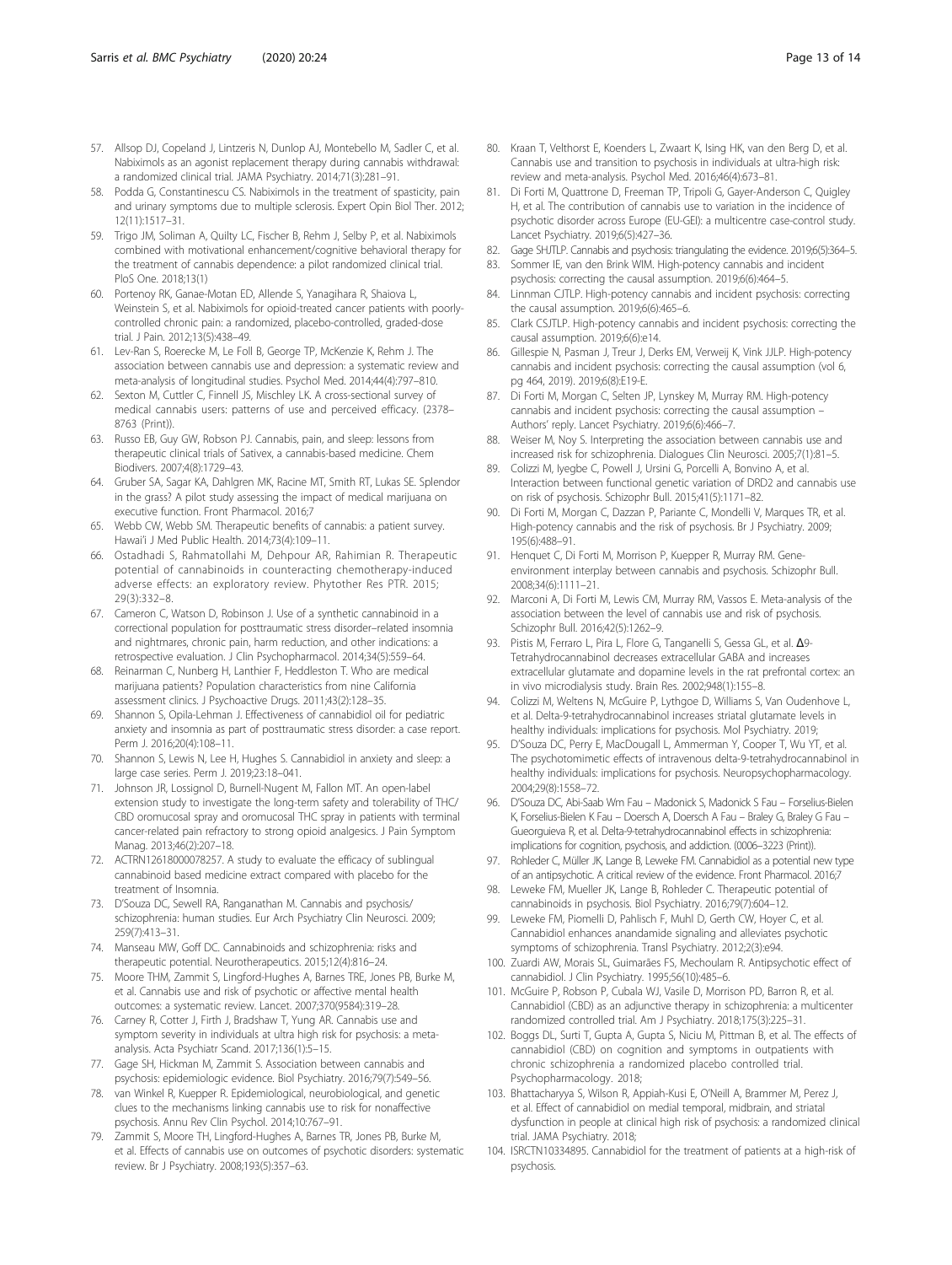57. Allsop DJ, Copeland J, Lintzeris N, Dunlop AJ, Montebello M, Sadler C, et al. Nabiximols as an agonist replacement therapy during cannabis withdrawal: a randomized clinical trial. JAMA Psychiatry. 2014;71(3):281–91.
58. Podda G, Constantinescu CS. Nabiximols in the treatment of spasticity, pain and urinary symptoms due to multiple sclerosis. Expert Opin Biol Ther. 2012; 12(11):1517–31.
59. Trigo JM, Soliman A, Quilty LC, Fischer B, Rehm J, Selby P, et al. Nabiximols combined with motivational enhancement/cognitive behavioral therapy for the treatment of cannabis dependence: a pilot randomized clinical trial. PloS One. 2018;13(1)
60. Portenoy RK, Ganae-Motan ED, Allende S, Yanagihara R, Shaiova L, Weinstein S, et al. Nabiximols for opioid-treated cancer patients with poorly-controlled chronic pain: a randomized, placebo-controlled, graded-dose trial. J Pain. 2012;13(5):438–49.
61. Lev-Ran S, Roerecke M, Le Foll B, George TP, McKenzie K, Rehm J. The association between cannabis use and depression: a systematic review and meta-analysis of longitudinal studies. Psychol Med. 2014;44(4):797–810.
62. Sexton M, Cuttler C, Finnell JS, Mischley LK. A cross-sectional survey of medical cannabis users: patterns of use and perceived efficacy. (2378–8763 (Print)).
63. Russo EB, Guy GW, Robson PJ. Cannabis, pain, and sleep: lessons from therapeutic clinical trials of Sativex, a cannabis-based medicine. Chem Biodivers. 2007;4(8):1729–43.
64. Gruber SA, Sagar KA, Dahlgren MK, Racine MT, Smith RT, Lukas SE. Splendor in the grass? A pilot study assessing the impact of medical marijuana on executive function. Front Pharmacol. 2016;7
65. Webb CW, Webb SM. Therapeutic benefits of cannabis: a patient survey. Hawai'i J Med Public Health. 2014;73(4):109–11.
66. Ostadhadi S, Rahmatollahi M, Dehpour AR, Rahimian R. Therapeutic potential of cannabinoids in counteracting chemotherapy-induced adverse effects: an exploratory review. Phytother Res PTR. 2015; 29(3):332–8.
67. Cameron C, Watson D, Robinson J. Use of a synthetic cannabinoid in a correctional population for posttraumatic stress disorder–related insomnia and nightmares, chronic pain, harm reduction, and other indications: a retrospective evaluation. J Clin Psychopharmacol. 2014;34(5):559–64.
68. Reinarman C, Nunberg H, Lanthier F, Heddleston T. Who are medical marijuana patients? Population characteristics from nine California assessment clinics. J Psychoactive Drugs. 2011;43(2):128–35.
69. Shannon S, Opila-Lehman J. Effectiveness of cannabidiol oil for pediatric anxiety and insomnia as part of posttraumatic stress disorder: a case report. Perm J. 2016;20(4):108–11.
70. Shannon S, Lewis N, Lee H, Hughes S. Cannabidiol in anxiety and sleep: a large case series. Perm J. 2019;23:18–041.
71. Johnson JR, Lossignol D, Burnell-Nugent M, Fallon MT. An open-label extension study to investigate the long-term safety and tolerability of THC/CBD oromucosal spray and oromucosal THC spray in patients with terminal cancer-related pain refractory to strong opioid analgesics. J Pain Symptom Manag. 2013;46(2):207–18.
72. ACTRN12618000078257. A study to evaluate the efficacy of sublingual cannabinoid based medicine extract compared with placebo for the treatment of Insomnia.
73. D'Souza DC, Sewell RA, Ranganathan M. Cannabis and psychosis/schizophrenia: human studies. Eur Arch Psychiatry Clin Neurosci. 2009; 259(7):413–31.
74. Manseau MW, Goff DC. Cannabinoids and schizophrenia: risks and therapeutic potential. Neurotherapeutics. 2015;12(4):816–24.
75. Moore THM, Zammit S, Lingford-Hughes A, Barnes TRE, Jones PB, Burke M, et al. Cannabis use and risk of psychotic or affective mental health outcomes: a systematic review. Lancet. 2007;370(9584):319–28.
76. Carney R, Cotter J, Firth J, Bradshaw T, Yung AR. Cannabis use and symptom severity in individuals at ultra high risk for psychosis: a meta-analysis. Acta Psychiatr Scand. 2017;136(1):5–15.
77. Gage SH, Hickman M, Zammit S. Association between cannabis and psychosis: epidemiologic evidence. Biol Psychiatry. 2016;79(7):549–56.
78. van Winkel R, Kuepper R. Epidemiological, neurobiological, and genetic clues to the mechanisms linking cannabis use to risk for nonaffective psychosis. Annu Rev Clin Psychol. 2014;10:767–91.
79. Zammit S, Moore TH, Lingford-Hughes A, Barnes TR, Jones PB, Burke M, et al. Effects of cannabis use on outcomes of psychotic disorders: systematic review. Br J Psychiatry. 2008;193(5):357–63.
80. Kraan T, Velthorst E, Koenders L, Zwaart K, Ising HK, van den Berg D, et al. Cannabis use and transition to psychosis in individuals at ultra-high risk: review and meta-analysis. Psychol Med. 2016;46(4):673–81.
81. Di Forti M, Quattrone D, Freeman TP, Tripoli G, Gayer-Anderson C, Quigley H, et al. The contribution of cannabis use to variation in the incidence of psychotic disorder across Europe (EU-GEI): a multicentre case-control study. Lancet Psychiatry. 2019;6(5):427–36.
82. Gage SHJTLP. Cannabis and psychosis: triangulating the evidence. 2019;6(5):364–5.
83. Sommer IE, van den Brink WIM. High-potency cannabis and incident psychosis: correcting the causal assumption. 2019;6(6):464–5.
84. Linnman CJTLP. High-potency cannabis and incident psychosis: correcting the causal assumption. 2019;6(6):465–6.
85. Clark CSJTLP. High-potency cannabis and incident psychosis: correcting the causal assumption. 2019;6(6):e14.
86. Gillespie N, Pasman J, Treur J, Derks EM, Verweij K, Vink JJLP. High-potency cannabis and incident psychosis: correcting the causal assumption (vol 6, pg 464, 2019). 2019;6(8):E19-E.
87. Di Forti M, Morgan C, Selten JP, Lynskey M, Murray RM. High-potency cannabis and incident psychosis: correcting the causal assumption – Authors' reply. Lancet Psychiatry. 2019;6(6):466–7.
88. Weiser M, Noy S. Interpreting the association between cannabis use and increased risk for schizophrenia. Dialogues Clin Neurosci. 2005;7(1):81–5.
89. Colizzi M, Iyegbe C, Powell J, Ursini G, Porcelli A, Bonvino A, et al. Interaction between functional genetic variation of DRD2 and cannabis use on risk of psychosis. Schizophr Bull. 2015;41(5):1171–82.
90. Di Forti M, Morgan C, Dazzan P, Pariante C, Mondelli V, Marques TR, et al. High-potency cannabis and the risk of psychosis. Br J Psychiatry. 2009; 195(6):488–91.
91. Henquet C, Di Forti M, Morrison P, Kuepper R, Murray RM. Gene-environment interplay between cannabis and psychosis. Schizophr Bull. 2008;34(6):1111–21.
92. Marconi A, Di Forti M, Lewis CM, Murray RM, Vassos E. Meta-analysis of the association between the level of cannabis use and risk of psychosis. Schizophr Bull. 2016;42(5):1262–9.
93. Pistis M, Ferraro L, Pira L, Flore G, Tanganelli S, Gessa GL, et al. Δ9-Tetrahydrocannabinol decreases extracellular GABA and increases extracellular glutamate and dopamine levels in the rat prefrontal cortex: an in vivo microdialysis study. Brain Res. 2002;948(1):155–8.
94. Colizzi M, Weltens N, McGuire P, Lythgoe D, Williams S, Van Oudenhove L, et al. Delta-9-tetrahydrocannabinol increases striatal glutamate levels in healthy individuals: implications for psychosis. Mol Psychiatry. 2019;
95. D'Souza DC, Perry E, MacDougall L, Ammerman Y, Cooper T, Wu YT, et al. The psychotomimetic effects of intravenous delta-9-tetrahydrocannabinol in healthy individuals: implications for psychosis. Neuropsychopharmacology. 2004;29(8):1558–72.
96. D'Souza DC, Abi-Saab Wm Fau – Madonick S, Madonick S Fau – Forselius-Bielen K, Forselius-Bielen K Fau – Doersch A, Doersch A Fau – Braley G, Braley G Fau – Gueorguieva R, et al. Delta-9-tetrahydrocannabinol effects in schizophrenia: implications for cognition, psychosis, and addiction. (0006–3223 (Print)).
97. Rohleder C, Müller JK, Lange B, Leweke FM. Cannabidiol as a potential new type of an antipsychotic. A critical review of the evidence. Front Pharmacol. 2016;7
98. Leweke FM, Mueller JK, Lange B, Rohleder C. Therapeutic potential of cannabinoids in psychosis. Biol Psychiatry. 2016;79(7):604–12.
99. Leweke FM, Piomelli D, Pahlisch F, Muhl D, Gerth CW, Hoyer C, et al. Cannabidiol enhances anandamide signaling and alleviates psychotic symptoms of schizophrenia. Transl Psychiatry. 2012;2(3):e94.
100. Zuardi AW, Morais SL, Guimarães FS, Mechoulam R. Antipsychotic effect of cannabidiol. J Clin Psychiatry. 1995;56(10):485–6.
101. McGuire P, Robson P, Cubala WJ, Vasile D, Morrison PD, Barron R, et al. Cannabidiol (CBD) as an adjunctive therapy in schizophrenia: a multicenter randomized controlled trial. Am J Psychiatry. 2018;175(3):225–31.
102. Boggs DL, Surti T, Gupta A, Gupta S, Niciu M, Pittman B, et al. The effects of cannabidiol (CBD) on cognition and symptoms in outpatients with chronic schizophrenia a randomized placebo controlled trial. Psychopharmacology. 2018;
103. Bhattacharyya S, Wilson R, Appiah-Kusi E, O'Neill A, Brammer M, Perez J, et al. Effect of cannabidiol on medial temporal, midbrain, and striatal dysfunction in people at clinical high risk of psychosis: a randomized clinical trial. JAMA Psychiatry. 2018;
104. ISRCTN10334895. Cannabidiol for the treatment of patients at a high-risk of psychosis.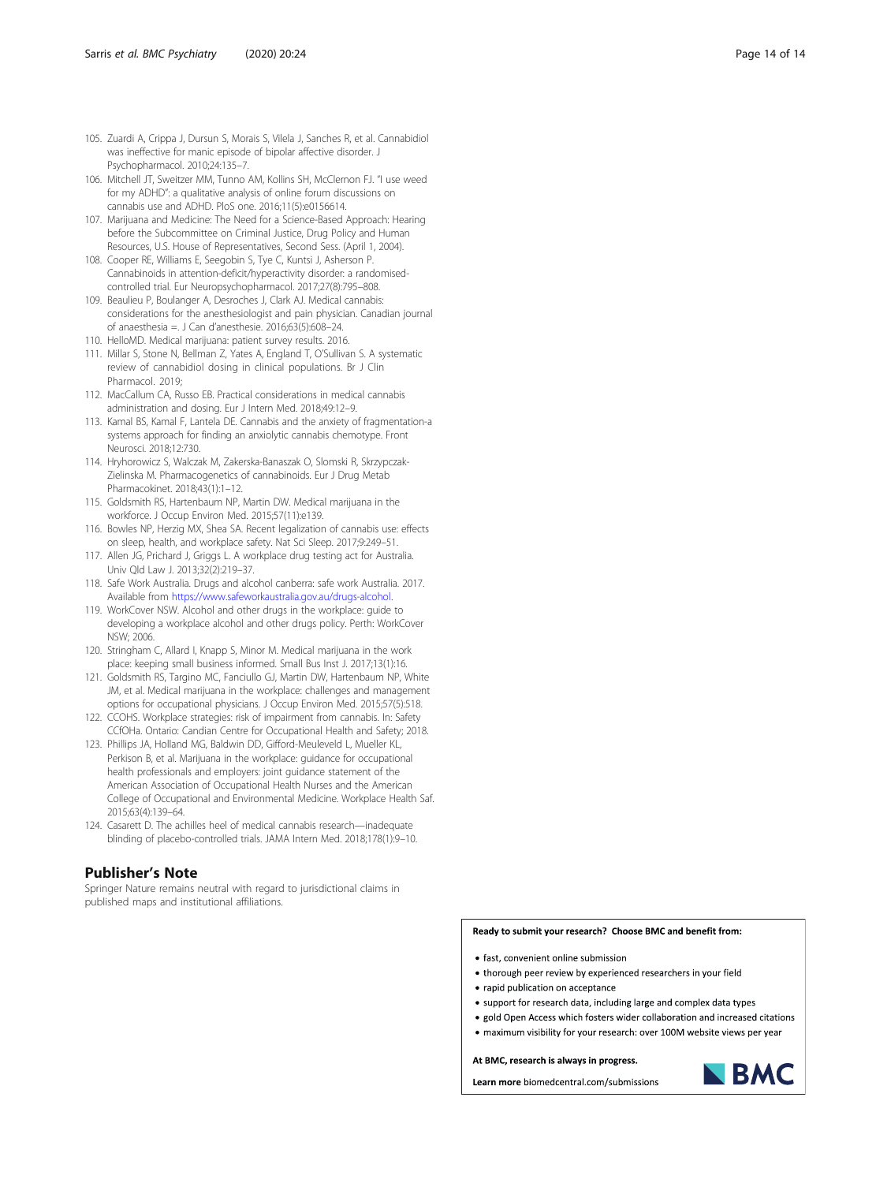105. Zuardi A, Crippa J, Dursun S, Morais S, Vilela J, Sanches R, et al. Cannabidiol was ineffective for manic episode of bipolar affective disorder. J Psychopharmacol. 2010;24:135–7.
106. Mitchell JT, Sweitzer MM, Tunno AM, Kollins SH, McClernon FJ. "I use weed for my ADHD": a qualitative analysis of online forum discussions on cannabis use and ADHD. PloS one. 2016;11(5):e0156614.
107. Marijuana and Medicine: The Need for a Science-Based Approach: Hearing before the Subcommittee on Criminal Justice, Drug Policy and Human Resources, U.S. House of Representatives, Second Sess. (April 1, 2004).
108. Cooper RE, Williams E, Seegobin S, Tye C, Kuntsi J, Asherson P. Cannabinoids in attention-deficit/hyperactivity disorder: a randomised-controlled trial. Eur Neuropsychopharmacol. 2017;27(8):795–808.
109. Beaulieu P, Boulanger A, Desroches J, Clark AJ. Medical cannabis: considerations for the anesthesiologist and pain physician. Canadian journal of anaesthesia =. J Can d'anesthesie. 2016;63(5):608–24.
110. HelloMD. Medical marijuana: patient survey results. 2016.
111. Millar S, Stone N, Bellman Z, Yates A, England T, O'Sullivan S. A systematic review of cannabidiol dosing in clinical populations. Br J Clin Pharmacol. 2019;
112. MacCallum CA, Russo EB. Practical considerations in medical cannabis administration and dosing. Eur J Intern Med. 2018;49:12–9.
113. Kamal BS, Kamal F, Lantela DE. Cannabis and the anxiety of fragmentation-a systems approach for finding an anxiolytic cannabis chemotype. Front Neurosci. 2018;12:730.
114. Hryhorowicz S, Walczak M, Zakerska-Banaszak O, Slomski R, Skrzypczak-Zielinska M. Pharmacogenetics of cannabinoids. Eur J Drug Metab Pharmacokinet. 2018;43(1):1–12.
115. Goldsmith RS, Hartenbaum NP, Martin DW. Medical marijuana in the workforce. J Occup Environ Med. 2015;57(11):e139.
116. Bowles NP, Herzig MX, Shea SA. Recent legalization of cannabis use: effects on sleep, health, and workplace safety. Nat Sci Sleep. 2017;9:249–51.
117. Allen JG, Prichard J, Griggs L. A workplace drug testing act for Australia. Univ Qld Law J. 2013;32(2):219–37.
118. Safe Work Australia. Drugs and alcohol canberra: safe work Australia. 2017. Available from https://www.safeworkaustralia.gov.au/drugs-alcohol.
119. WorkCover NSW. Alcohol and other drugs in the workplace: guide to developing a workplace alcohol and other drugs policy. Perth: WorkCover NSW; 2006.
120. Stringham C, Allard I, Knapp S, Minor M. Medical marijuana in the work place: keeping small business informed. Small Bus Inst J. 2017;13(1):16.
121. Goldsmith RS, Targino MC, Fanciullo GJ, Martin DW, Hartenbaum NP, White JM, et al. Medical marijuana in the workplace: challenges and management options for occupational physicians. J Occup Environ Med. 2015;57(5):518.
122. CCOHS. Workplace strategies: risk of impairment from cannabis. In: Safety CCfOHa. Ontario: Candian Centre for Occupational Health and Safety; 2018.
123. Phillips JA, Holland MG, Baldwin DD, Gifford-Meuleveld L, Mueller KL, Perkison B, et al. Marijuana in the workplace: guidance for occupational health professionals and employers: joint guidance statement of the American Association of Occupational Health Nurses and the American College of Occupational and Environmental Medicine. Workplace Health Saf. 2015;63(4):139–64.
124. Casarett D. The achilles heel of medical cannabis research—inadequate blinding of placebo-controlled trials. JAMA Intern Med. 2018;178(1):9–10.

## Publisher's Note

Springer Nature remains neutral with regard to jurisdictional claims in published maps and institutional affiliations.

**Ready to submit your research? Choose BMC and benefit from:**

- fast, convenient online submission
- thorough peer review by experienced researchers in your field
- rapid publication on acceptance
- support for research data, including large and complex data types
- gold Open Access which fosters wider collaboration and increased citations
- maximum visibility for your research: over 100M website views per year

**At BMC, research is always in progress.**

**Learn more** biomedcentral.com/submissions

BMC